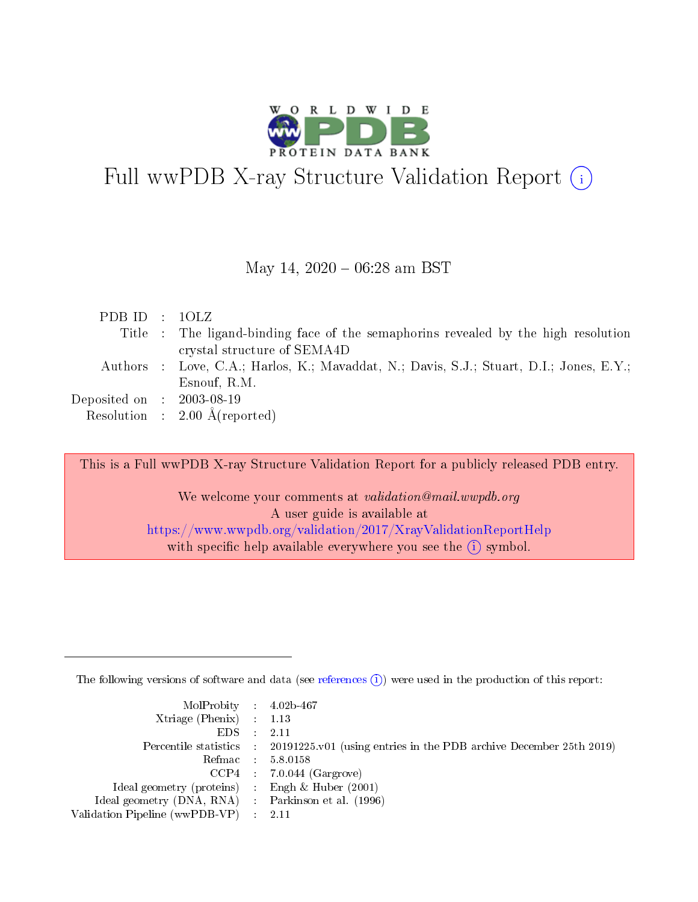# Full wwPDB X-ray Structure Validation Report (i)

May 14, 2020 – 06:28 am BST

| | | |
|---|---|---|
| PDB ID | : | 1OLZ |
| Title | : | The ligand-binding face of the semaphorins revealed by the high resolution crystal structure of SEMA4D |
| Authors | : | Love, C.A.; Harlos, K.; Mavaddat, N.; Davis, S.J.; Stuart, D.I.; Jones, E.Y.; Esnouf, R.M. |
| Deposited on | : | 2003-08-19 |
| Resolution | : | 2.00 Å(reported) |

This is a Full wwPDB X-ray Structure Validation Report for a publicly released PDB entry.

We welcome your comments at *validation@mail.wwpdb.org*
A user guide is available at
https://www.wwpdb.org/validation/2017/XrayValidationReportHelp
with specific help available everywhere you see the (i) symbol.

---

The following versions of software and data (see references (i)) were used in the production of this report:

| | | |
|---|---|---|
| MolProbity | : | 4.02b-467 |
| Xtriage (Phenix) | : | 1.13 |
| EDS | : | 2.11 |
| Percentile statistics | : | 20191225.v01 (using entries in the PDB archive December 25th 2019) |
| Refmac | : | 5.8.0158 |
| CCP4 | : | 7.0.044 (Gargrove) |
| Ideal geometry (proteins) | : | Engh & Huber (2001) |
| Ideal geometry (DNA, RNA) | : | Parkinson et al. (1996) |
| Validation Pipeline (wwPDB-VP) | : | 2.11 |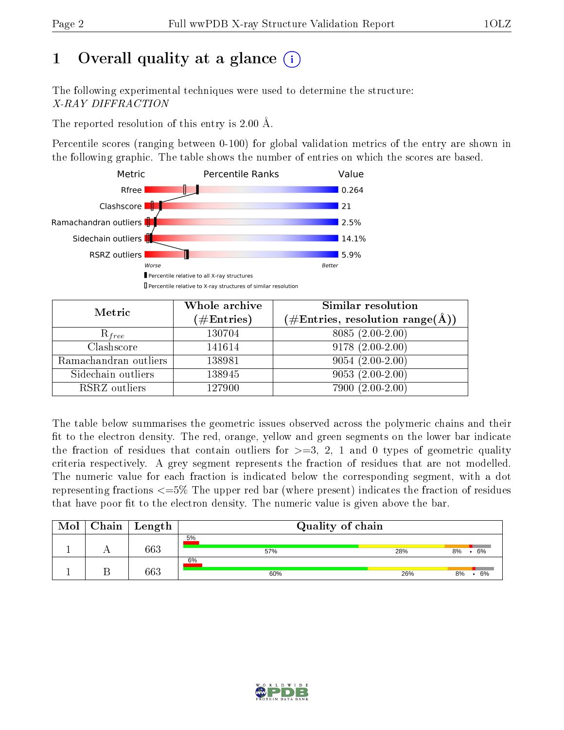# 1 Overall quality at a glance (i)

The following experimental techniques were used to determine the structure:
*X-RAY DIFFRACTION*

The reported resolution of this entry is 2.00 Å.

Percentile scores (ranging between 0-100) for global validation metrics of the entry are shown in the following graphic. The table shows the number of entries on which the scores are based.

| Metric | Value |
|---|---|
| Rfree | 0.264 |
| Clashscore | 21 |
| Ramachandran outliers | 2.5% |
| Sidechain outliers | 14.1% |
| RSRZ outliers | 5.9% |

Worse — Better

▮ Percentile relative to all X-ray structures
▯ Percentile relative to X-ray structures of similar resolution

| Metric | Whole archive (#Entries) | Similar resolution (#Entries, resolution range(Å)) |
|---|---|---|
| $R_{free}$ | 130704 | 8085 (2.00-2.00) |
| Clashscore | 141614 | 9178 (2.00-2.00) |
| Ramachandran outliers | 138981 | 9054 (2.00-2.00) |
| Sidechain outliers | 138945 | 9053 (2.00-2.00) |
| RSRZ outliers | 127900 | 7900 (2.00-2.00) |

The table below summarises the geometric issues observed across the polymeric chains and their fit to the electron density. The red, orange, yellow and green segments on the lower bar indicate the fraction of residues that contain outliers for >=3, 2, 1 and 0 types of geometric quality criteria respectively. A grey segment represents the fraction of residues that are not modelled. The numeric value for each fraction is indicated below the corresponding segment, with a dot representing fractions <=5% The upper red bar (where present) indicates the fraction of residues that have poor fit to the electron density. The numeric value is given above the bar.

| Mol | Chain | Length | Quality of chain |
|---|---|---|---|
| 1 | A | 663 | 5% / 57% · 28% · 8% · • · 6% |
| 1 | B | 663 | 6% / 60% · 26% · 8% · • · 6% |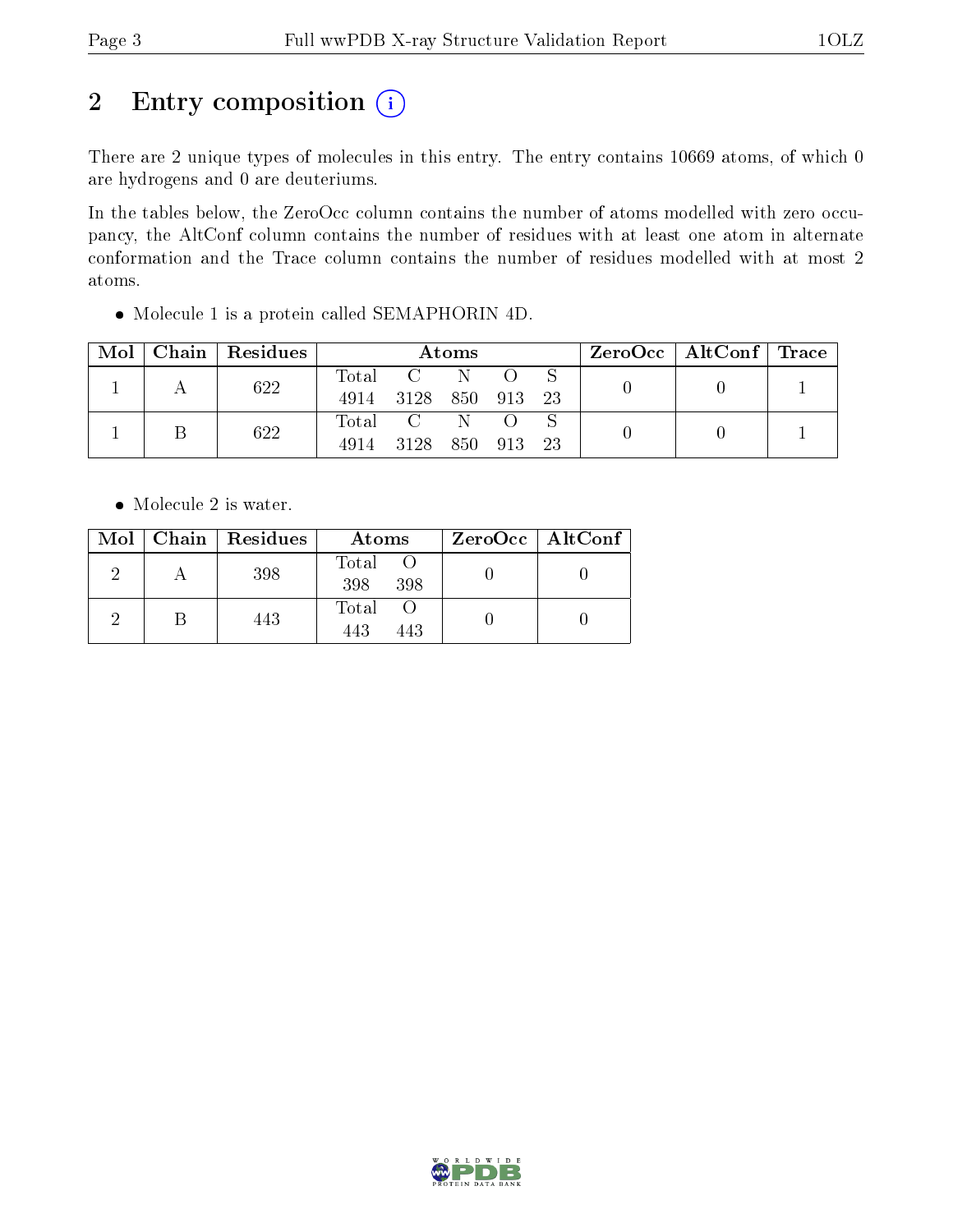# 2 Entry composition

There are 2 unique types of molecules in this entry. The entry contains 10669 atoms, of which 0 are hydrogens and 0 are deuteriums.

In the tables below, the ZeroOcc column contains the number of atoms modelled with zero occupancy, the AltConf column contains the number of residues with at least one atom in alternate conformation and the Trace column contains the number of residues modelled with at most 2 atoms.

- Molecule 1 is a protein called SEMAPHORIN 4D.

| Mol | Chain | Residues | Atoms | | | | | ZeroOcc | AltConf | Trace |
|---|---|---|---|---|---|---|---|---|---|---|
| 1 | A | 622 | Total<br>4914 | C<br>3128 | N<br>850 | O<br>913 | S<br>23 | 0 | 0 | 1 |
| 1 | B | 622 | Total<br>4914 | C<br>3128 | N<br>850 | O<br>913 | S<br>23 | 0 | 0 | 1 |

- Molecule 2 is water.

| Mol | Chain | Residues | Atoms | | ZeroOcc | AltConf |
|---|---|---|---|---|---|---|
| 2 | A | 398 | Total<br>398 | O<br>398 | 0 | 0 |
| 2 | B | 443 | Total<br>443 | O<br>443 | 0 | 0 |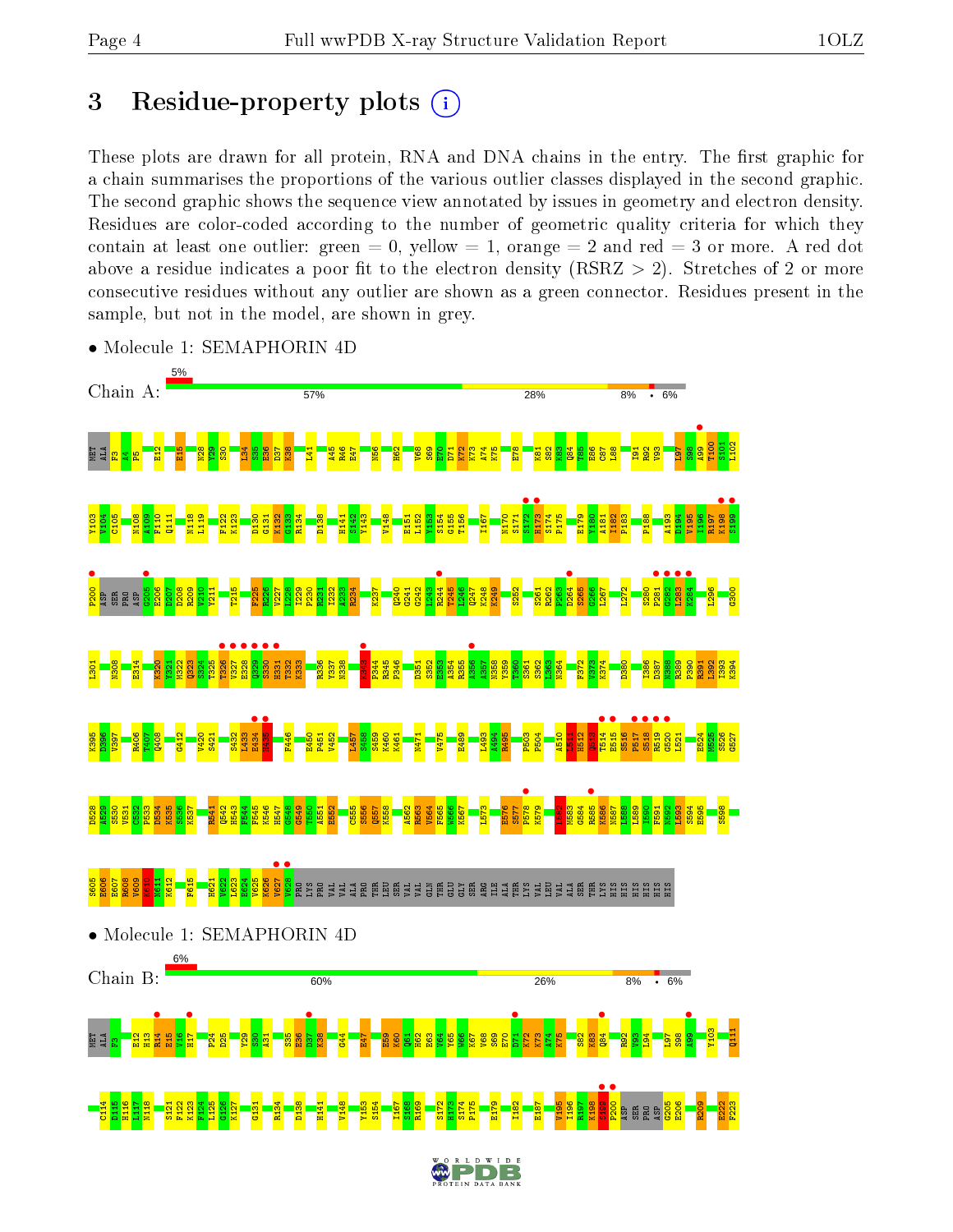# 3 Residue-property plots

These plots are drawn for all protein, RNA and DNA chains in the entry. The first graphic for a chain summarises the proportions of the various outlier classes displayed in the second graphic. The second graphic shows the sequence view annotated by issues in geometry and electron density. Residues are color-coded according to the number of geometric quality criteria for which they contain at least one outlier: green = 0, yellow = 1, orange = 2 and red = 3 or more. A red dot above a residue indicates a poor fit to the electron density (RSRZ > 2). Stretches of 2 or more consecutive residues without any outlier are shown as a green connector. Residues present in the sample, but not in the model, are shown in grey.

- Molecule 1: SEMAPHORIN 4D

Chain A: 5% | 57% | 28% | 8% | • | 6%

- Molecule 1: SEMAPHORIN 4D

Chain B: 6% | 60% | 26% | 8% | • | 6%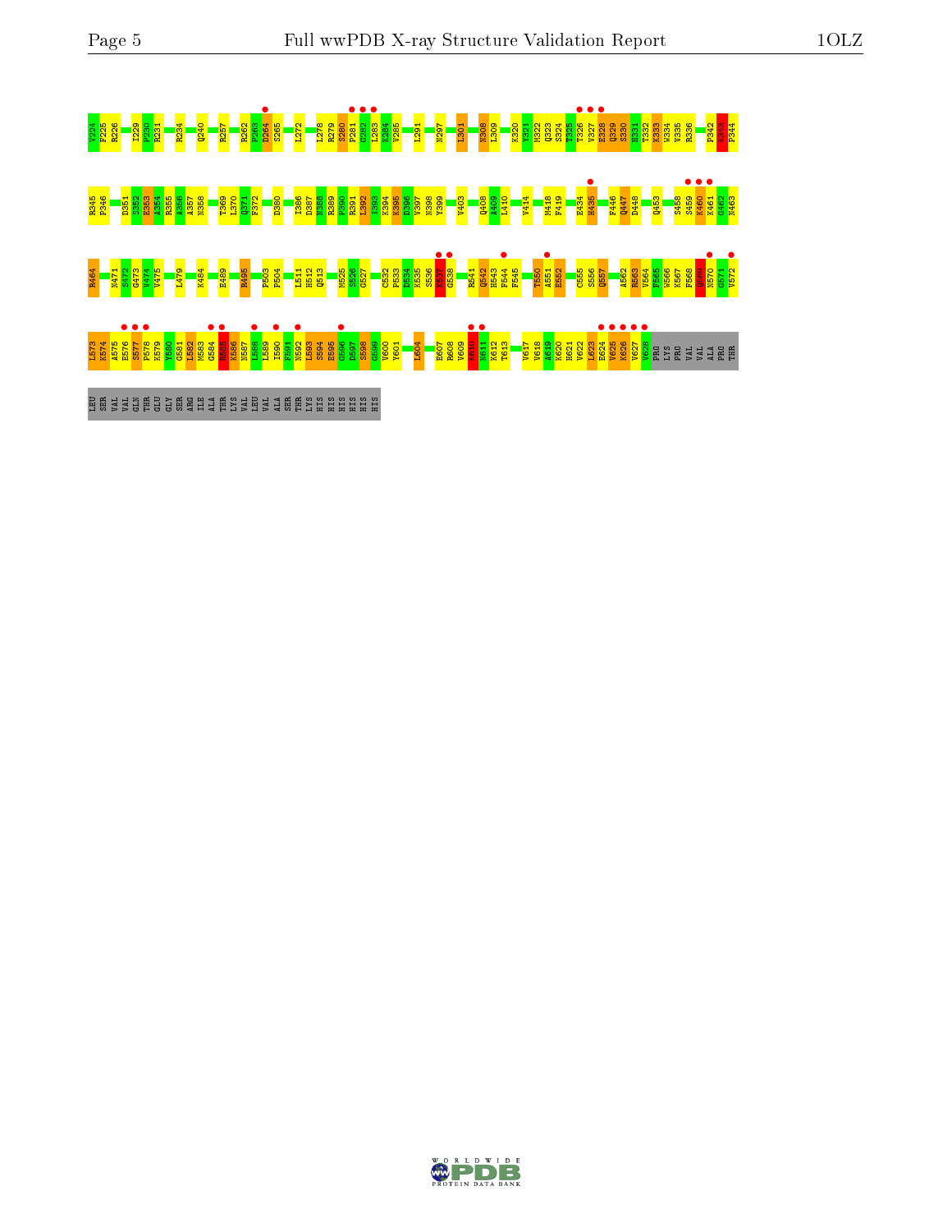V224 F225 R226 I229 P230 R231 R234 Q240 R257 R262 P263 D264 S265 L272 L278 R279 S280 P281 G282 L283 K284 V285 L291 N297 L301 N308 L309 K320 Y321 M322 Q323 S324 T325 T326 V327 E328 Q329 S330 H331 T332 K333 W334 V335 R336 P342 K343 F344

R345 P346 D351 S352 E353 A354 R355 A356 A357 N358 T369 L370 Q371 F372 D380 I386 D387 N388 R389 F390 R391 L392 I393 K394 K395 D396 V397 N398 Y399 V403 Q408 A409 L410 V414 M418 F419 E434 H435 F446 Q447 D448 Q453 S458 S459 K460 K461 G462 N463

R464 N471 S472 G473 V474 V475 L479 K484 E489 R495 P503 P504 L511 H512 Q513 M525 S526 G527 C532 P533 D534 K535 S536 K537 G538 R541 Q542 H543 F544 F545 T550 A551 E552 C555 S556 Q557 A562 R563 V564 F565 W566 K567 F568 K569 N570 G571 V572

L573 K574 A575 E576 S577 P578 K579 Y580 G581 L582 M583 G584 N585 K586 N587 L588 L589 I590 F591 N592 L593 S594 E595 G596 D597 S598 G599 V600 Y601 L604 E607 R608 V609 A610 N611 K612 T613 V617 V618 A619 K620 H621 V622 L623 E624 V625 K626 V627 V628 PRO LYS PRO VAL VAL ALA PRO THR

LEU SER VAL VAL GLN THR GLU GLY SER ARG ILE ALA THR LYS VAL LEU VAL ALA SER THR LYS HIS HIS HIS HIS HIS HIS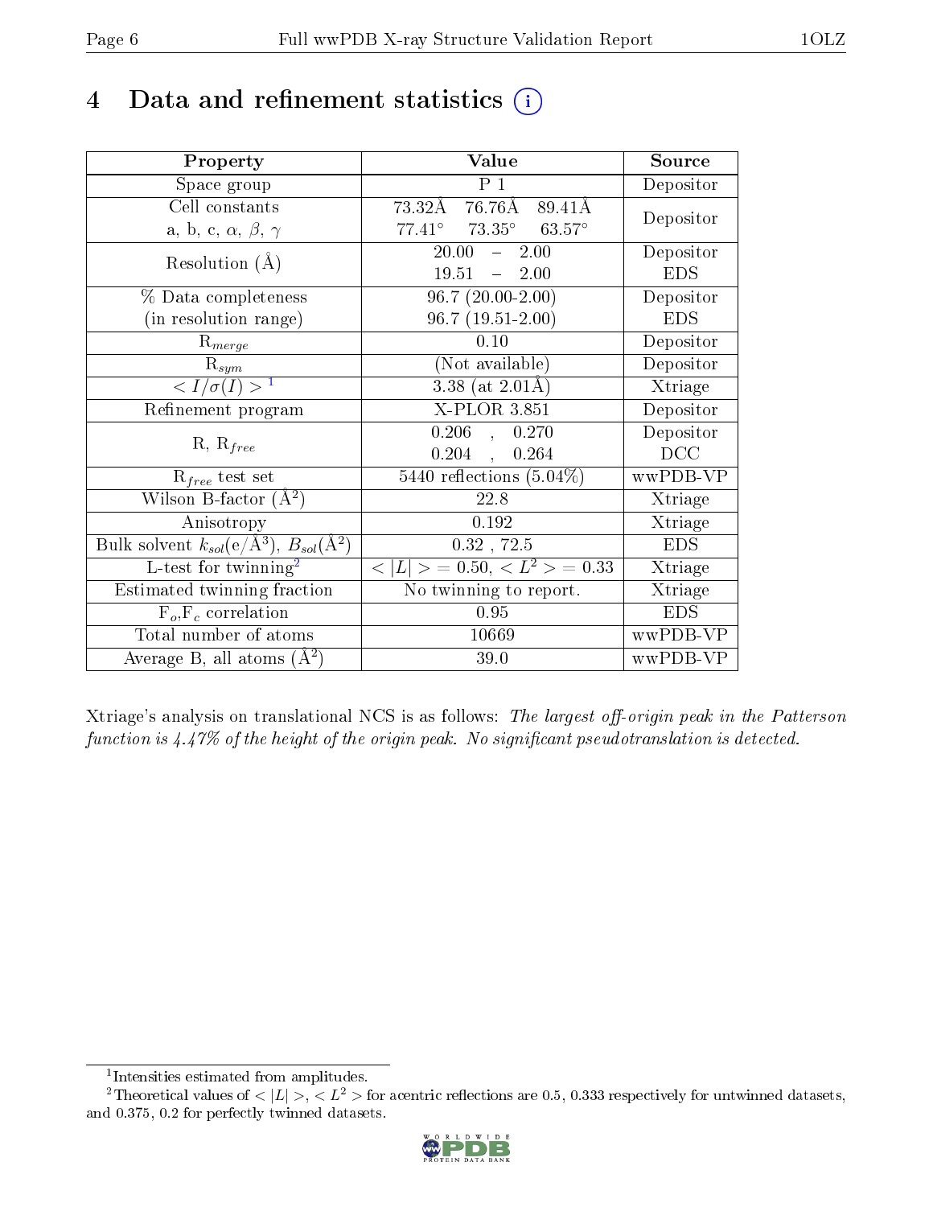# 4 Data and refinement statistics

| Property | Value | Source |
|---|---|---|
| Space group | P 1 | Depositor |
| Cell constants<br>a, b, c, $\alpha$, $\beta$, $\gamma$ | 73.32Å 76.76Å 89.41Å<br>77.41° 73.35° 63.57° | Depositor |
| Resolution (Å) | 20.00 – 2.00<br>19.51 – 2.00 | Depositor<br>EDS |
| % Data completeness<br>(in resolution range) | 96.7 (20.00-2.00)<br>96.7 (19.51-2.00) | Depositor<br>EDS |
| $R_{merge}$ | 0.10 | Depositor |
| $R_{sym}$ | (Not available) | Depositor |
| $< I/\sigma(I) >$ [1] | 3.38 (at 2.01Å) | Xtriage |
| Refinement program | X-PLOR 3.851 | Depositor |
| R, $R_{free}$ | 0.206 , 0.270<br>0.204 , 0.264 | Depositor<br>DCC |
| $R_{free}$ test set | 5440 reflections (5.04%) | wwPDB-VP |
| Wilson B-factor (Å$^2$) | 22.8 | Xtriage |
| Anisotropy | 0.192 | Xtriage |
| Bulk solvent $k_{sol}$(e/Å$^3$), $B_{sol}$(Å$^2$) | 0.32 , 72.5 | EDS |
| L-test for twinning[2] | $< \|L\| >= 0.50$, $< L^2 >= 0.33$ | Xtriage |
| Estimated twinning fraction | No twinning to report. | Xtriage |
| $F_o$,$F_c$ correlation | 0.95 | EDS |
| Total number of atoms | 10669 | wwPDB-VP |
| Average B, all atoms (Å$^2$) | 39.0 | wwPDB-VP |

Xtriage's analysis on translational NCS is as follows: *The largest off-origin peak in the Patterson function is 4.47% of the height of the origin peak. No significant pseudotranslation is detected.*

[1] Intensities estimated from amplitudes.

[2] Theoretical values of $< |L| >$, $< L^2 >$ for acentric reflections are 0.5, 0.333 respectively for untwinned datasets, and 0.375, 0.2 for perfectly twinned datasets.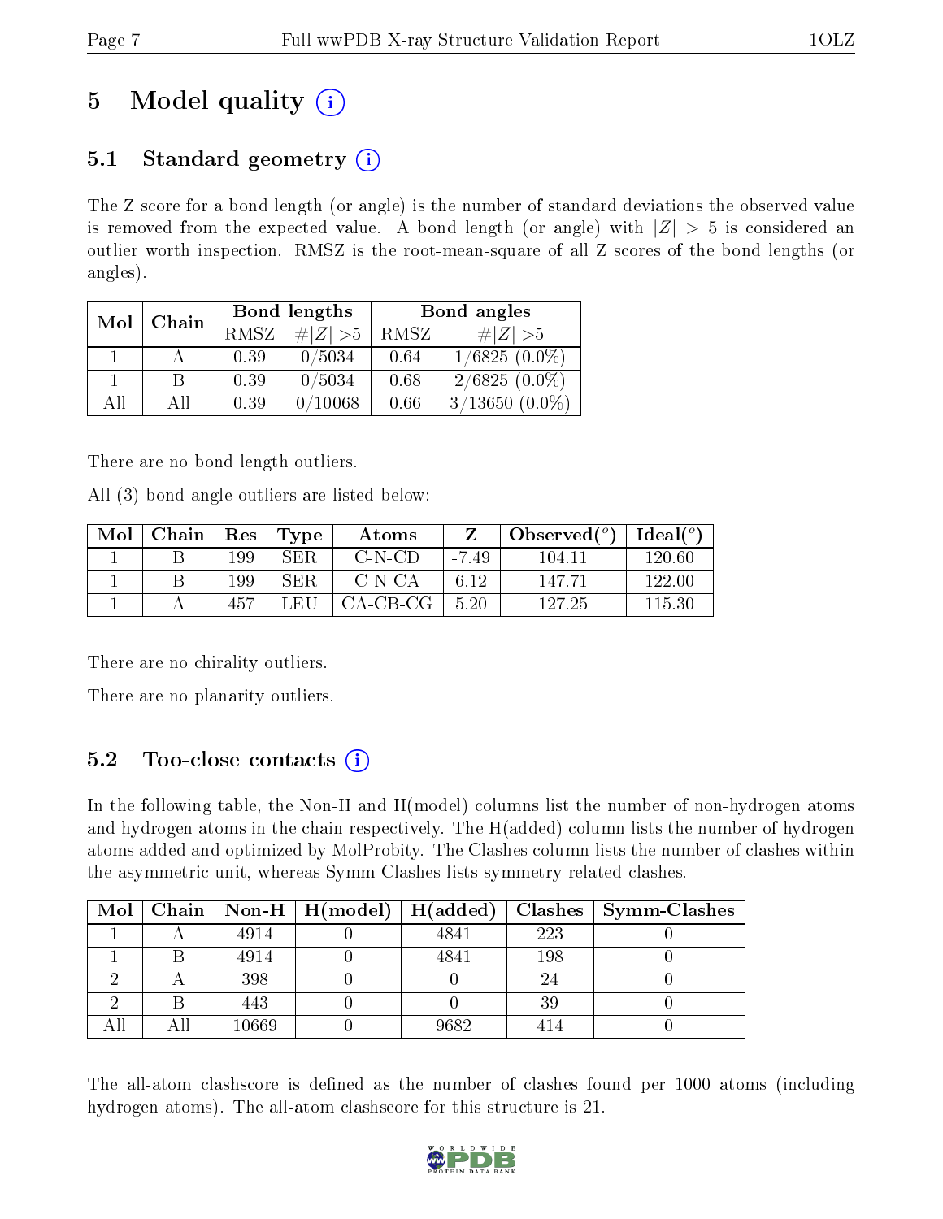# 5 Model quality (i)

## 5.1 Standard geometry (i)

The Z score for a bond length (or angle) is the number of standard deviations the observed value is removed from the expected value. A bond length (or angle) with $|Z| > 5$ is considered an outlier worth inspection. RMSZ is the root-mean-square of all Z scores of the bond lengths (or angles).

| Mol | Chain | Bond lengths | | Bond angles | |
|---|---|---|---|---|---|
| | | RMSZ | $\#\|Z\| > 5$ | RMSZ | $\#\|Z\| > 5$ |
| 1 | A | 0.39 | 0/5034 | 0.64 | 1/6825 (0.0%) |
| 1 | B | 0.39 | 0/5034 | 0.68 | 2/6825 (0.0%) |
| All | All | 0.39 | 0/10068 | 0.66 | 3/13650 (0.0%) |

There are no bond length outliers.

All (3) bond angle outliers are listed below:

| Mol | Chain | Res | Type | Atoms | Z | Observed($^o$) | Ideal($^o$) |
|---|---|---|---|---|---|---|---|
| 1 | B | 199 | SER | C-N-CD | -7.49 | 104.11 | 120.60 |
| 1 | B | 199 | SER | C-N-CA | 6.12 | 147.71 | 122.00 |
| 1 | A | 457 | LEU | CA-CB-CG | 5.20 | 127.25 | 115.30 |

There are no chirality outliers.

There are no planarity outliers.

## 5.2 Too-close contacts (i)

In the following table, the Non-H and H(model) columns list the number of non-hydrogen atoms and hydrogen atoms in the chain respectively. The H(added) column lists the number of hydrogen atoms added and optimized by MolProbity. The Clashes column lists the number of clashes within the asymmetric unit, whereas Symm-Clashes lists symmetry related clashes.

| Mol | Chain | Non-H | H(model) | H(added) | Clashes | Symm-Clashes |
|---|---|---|---|---|---|---|
| 1 | A | 4914 | 0 | 4841 | 223 | 0 |
| 1 | B | 4914 | 0 | 4841 | 198 | 0 |
| 2 | A | 398 | 0 | 0 | 24 | 0 |
| 2 | B | 443 | 0 | 0 | 39 | 0 |
| All | All | 10669 | 0 | 9682 | 414 | 0 |

The all-atom clashscore is defined as the number of clashes found per 1000 atoms (including hydrogen atoms). The all-atom clashscore for this structure is 21.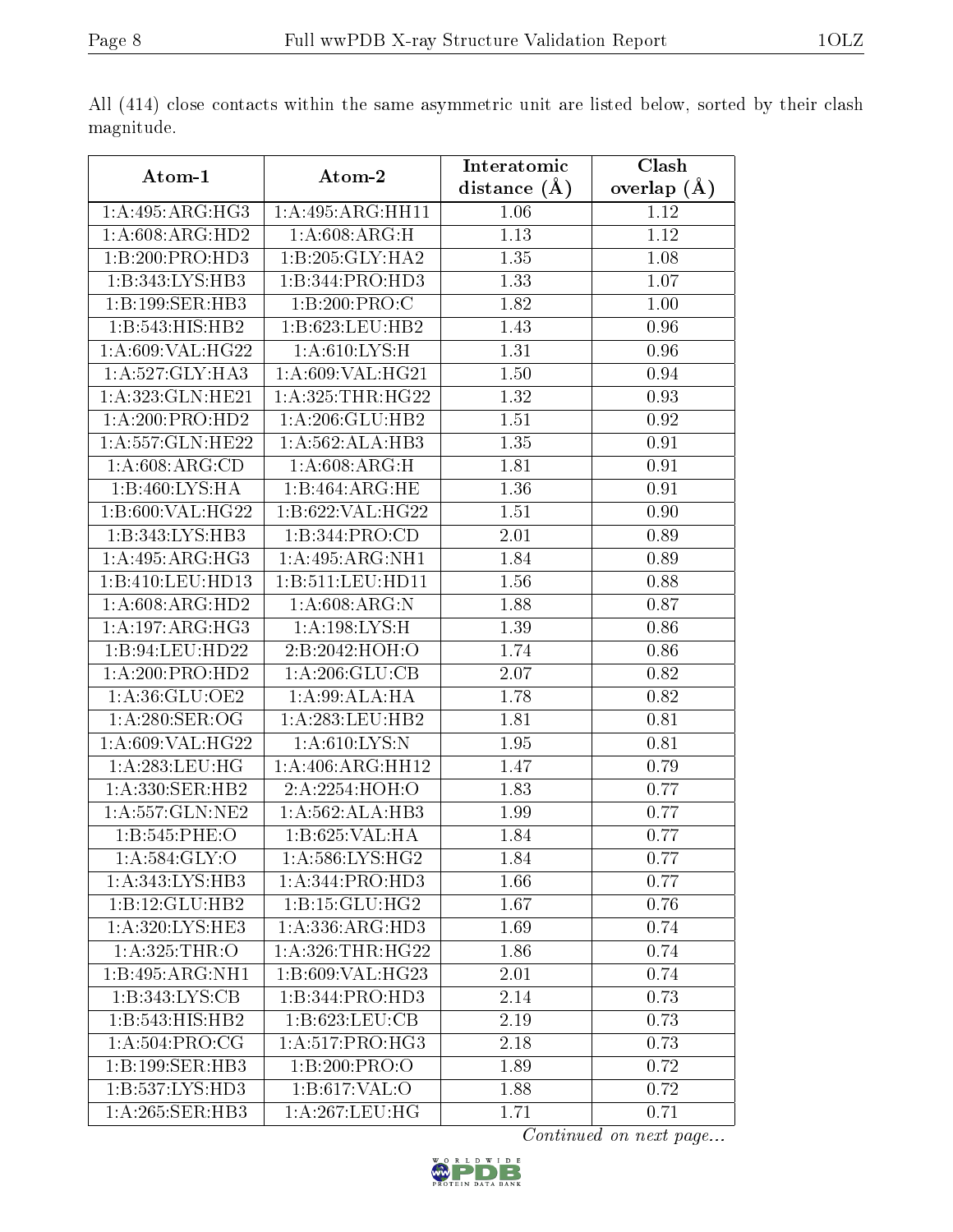All (414) close contacts within the same asymmetric unit are listed below, sorted by their clash magnitude.

| Atom-1 | Atom-2 | Interatomic distance (Å) | Clash overlap (Å) |
| --- | --- | --- | --- |
| 1:A:495:ARG:HG3 | 1:A:495:ARG:HH11 | 1.06 | 1.12 |
| 1:A:608:ARG:HD2 | 1:A:608:ARG:H | 1.13 | 1.12 |
| 1:B:200:PRO:HD3 | 1:B:205:GLY:HA2 | 1.35 | 1.08 |
| 1:B:343:LYS:HB3 | 1:B:344:PRO:HD3 | 1.33 | 1.07 |
| 1:B:199:SER:HB3 | 1:B:200:PRO:C | 1.82 | 1.00 |
| 1:B:543:HIS:HB2 | 1:B:623:LEU:HB2 | 1.43 | 0.96 |
| 1:A:609:VAL:HG22 | 1:A:610:LYS:H | 1.31 | 0.96 |
| 1:A:527:GLY:HA3 | 1:A:609:VAL:HG21 | 1.50 | 0.94 |
| 1:A:323:GLN:HE21 | 1:A:325:THR:HG22 | 1.32 | 0.93 |
| 1:A:200:PRO:HD2 | 1:A:206:GLU:HB2 | 1.51 | 0.92 |
| 1:A:557:GLN:HE22 | 1:A:562:ALA:HB3 | 1.35 | 0.91 |
| 1:A:608:ARG:CD | 1:A:608:ARG:H | 1.81 | 0.91 |
| 1:B:460:LYS:HA | 1:B:464:ARG:HE | 1.36 | 0.91 |
| 1:B:600:VAL:HG22 | 1:B:622:VAL:HG22 | 1.51 | 0.90 |
| 1:B:343:LYS:HB3 | 1:B:344:PRO:CD | 2.01 | 0.89 |
| 1:A:495:ARG:HG3 | 1:A:495:ARG:NH1 | 1.84 | 0.89 |
| 1:B:410:LEU:HD13 | 1:B:511:LEU:HD11 | 1.56 | 0.88 |
| 1:A:608:ARG:HD2 | 1:A:608:ARG:N | 1.88 | 0.87 |
| 1:A:197:ARG:HG3 | 1:A:198:LYS:H | 1.39 | 0.86 |
| 1:B:94:LEU:HD22 | 2:B:2042:HOH:O | 1.74 | 0.86 |
| 1:A:200:PRO:HD2 | 1:A:206:GLU:CB | 2.07 | 0.82 |
| 1:A:36:GLU:OE2 | 1:A:99:ALA:HA | 1.78 | 0.82 |
| 1:A:280:SER:OG | 1:A:283:LEU:HB2 | 1.81 | 0.81 |
| 1:A:609:VAL:HG22 | 1:A:610:LYS:N | 1.95 | 0.81 |
| 1:A:283:LEU:HG | 1:A:406:ARG:HH12 | 1.47 | 0.79 |
| 1:A:330:SER:HB2 | 2:A:2254:HOH:O | 1.83 | 0.77 |
| 1:A:557:GLN:NE2 | 1:A:562:ALA:HB3 | 1.99 | 0.77 |
| 1:B:545:PHE:O | 1:B:625:VAL:HA | 1.84 | 0.77 |
| 1:A:584:GLY:O | 1:A:586:LYS:HG2 | 1.84 | 0.77 |
| 1:A:343:LYS:HB3 | 1:A:344:PRO:HD3 | 1.66 | 0.77 |
| 1:B:12:GLU:HB2 | 1:B:15:GLU:HG2 | 1.67 | 0.76 |
| 1:A:320:LYS:HE3 | 1:A:336:ARG:HD3 | 1.69 | 0.74 |
| 1:A:325:THR:O | 1:A:326:THR:HG22 | 1.86 | 0.74 |
| 1:B:495:ARG:NH1 | 1:B:609:VAL:HG23 | 2.01 | 0.74 |
| 1:B:343:LYS:CB | 1:B:344:PRO:HD3 | 2.14 | 0.73 |
| 1:B:543:HIS:HB2 | 1:B:623:LEU:CB | 2.19 | 0.73 |
| 1:A:504:PRO:CG | 1:A:517:PRO:HG3 | 2.18 | 0.73 |
| 1:B:199:SER:HB3 | 1:B:200:PRO:O | 1.89 | 0.72 |
| 1:B:537:LYS:HD3 | 1:B:617:VAL:O | 1.88 | 0.72 |
| 1:A:265:SER:HB3 | 1:A:267:LEU:HG | 1.71 | 0.71 |

*Continued on next page...*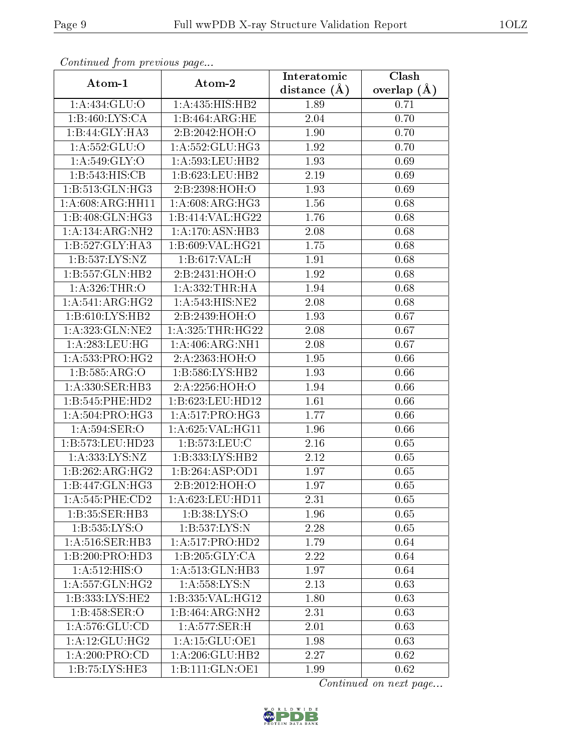*Continued from previous page...*

| Atom-1 | Atom-2 | Interatomic distance (Å) | Clash overlap (Å) |
|---|---|---|---|
| 1:A:434:GLU:O | 1:A:435:HIS:HB2 | 1.89 | 0.71 |
| 1:B:460:LYS:CA | 1:B:464:ARG:HE | 2.04 | 0.70 |
| 1:B:44:GLY:HA3 | 2:B:2042:HOH:O | 1.90 | 0.70 |
| 1:A:552:GLU:O | 1:A:552:GLU:HG3 | 1.92 | 0.70 |
| 1:A:549:GLY:O | 1:A:593:LEU:HB2 | 1.93 | 0.69 |
| 1:B:543:HIS:CB | 1:B:623:LEU:HB2 | 2.19 | 0.69 |
| 1:B:513:GLN:HG3 | 2:B:2398:HOH:O | 1.93 | 0.69 |
| 1:A:608:ARG:HH11 | 1:A:608:ARG:HG3 | 1.56 | 0.68 |
| 1:B:408:GLN:HG3 | 1:B:414:VAL:HG22 | 1.76 | 0.68 |
| 1:A:134:ARG:NH2 | 1:A:170:ASN:HB3 | 2.08 | 0.68 |
| 1:B:527:GLY:HA3 | 1:B:609:VAL:HG21 | 1.75 | 0.68 |
| 1:B:537:LYS:NZ | 1:B:617:VAL:H | 1.91 | 0.68 |
| 1:B:557:GLN:HB2 | 2:B:2431:HOH:O | 1.92 | 0.68 |
| 1:A:326:THR:O | 1:A:332:THR:HA | 1.94 | 0.68 |
| 1:A:541:ARG:HG2 | 1:A:543:HIS:NE2 | 2.08 | 0.68 |
| 1:B:610:LYS:HB2 | 2:B:2439:HOH:O | 1.93 | 0.67 |
| 1:A:323:GLN:NE2 | 1:A:325:THR:HG22 | 2.08 | 0.67 |
| 1:A:283:LEU:HG | 1:A:406:ARG:NH1 | 2.08 | 0.67 |
| 1:A:533:PRO:HG2 | 2:A:2363:HOH:O | 1.95 | 0.66 |
| 1:B:585:ARG:O | 1:B:586:LYS:HB2 | 1.93 | 0.66 |
| 1:A:330:SER:HB3 | 2:A:2256:HOH:O | 1.94 | 0.66 |
| 1:B:545:PHE:HD2 | 1:B:623:LEU:HD12 | 1.61 | 0.66 |
| 1:A:504:PRO:HG3 | 1:A:517:PRO:HG3 | 1.77 | 0.66 |
| 1:A:594:SER:O | 1:A:625:VAL:HG11 | 1.96 | 0.66 |
| 1:B:573:LEU:HD23 | 1:B:573:LEU:C | 2.16 | 0.65 |
| 1:A:333:LYS:NZ | 1:B:333:LYS:HB2 | 2.12 | 0.65 |
| 1:B:262:ARG:HG2 | 1:B:264:ASP:OD1 | 1.97 | 0.65 |
| 1:B:447:GLN:HG3 | 2:B:2012:HOH:O | 1.97 | 0.65 |
| 1:A:545:PHE:CD2 | 1:A:623:LEU:HD11 | 2.31 | 0.65 |
| 1:B:35:SER:HB3 | 1:B:38:LYS:O | 1.96 | 0.65 |
| 1:B:535:LYS:O | 1:B:537:LYS:N | 2.28 | 0.65 |
| 1:A:516:SER:HB3 | 1:A:517:PRO:HD2 | 1.79 | 0.64 |
| 1:B:200:PRO:HD3 | 1:B:205:GLY:CA | 2.22 | 0.64 |
| 1:A:512:HIS:O | 1:A:513:GLN:HB3 | 1.97 | 0.64 |
| 1:A:557:GLN:HG2 | 1:A:558:LYS:N | 2.13 | 0.63 |
| 1:B:333:LYS:HE2 | 1:B:335:VAL:HG12 | 1.80 | 0.63 |
| 1:B:458:SER:O | 1:B:464:ARG:NH2 | 2.31 | 0.63 |
| 1:A:576:GLU:CD | 1:A:577:SER:H | 2.01 | 0.63 |
| 1:A:12:GLU:HG2 | 1:A:15:GLU:OE1 | 1.98 | 0.63 |
| 1:A:200:PRO:CD | 1:A:206:GLU:HB2 | 2.27 | 0.62 |
| 1:B:75:LYS:HE3 | 1:B:111:GLN:OE1 | 1.99 | 0.62 |

*Continued on next page...*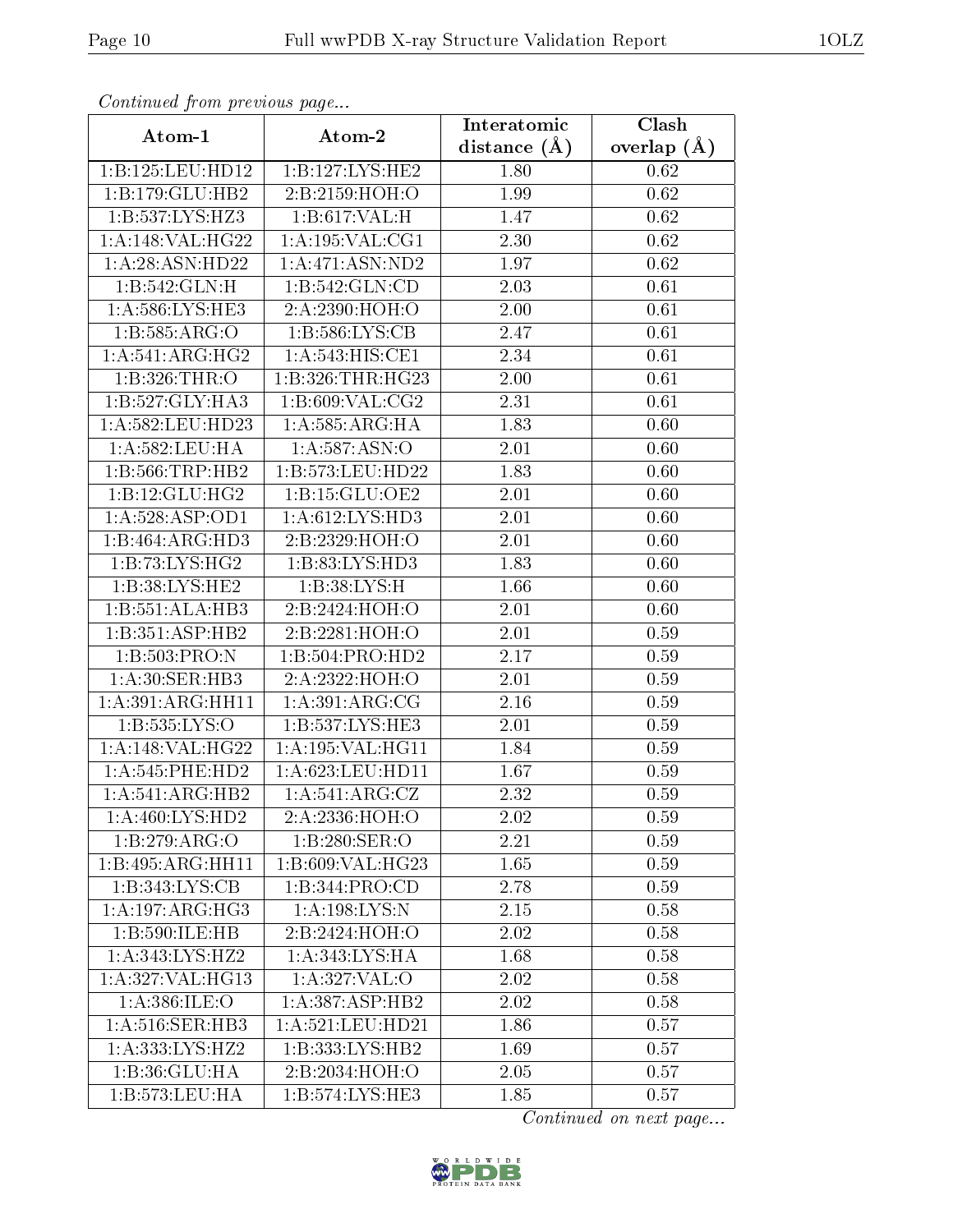*Continued from previous page...*

| Atom-1 | Atom-2 | Interatomic distance (Å) | Clash overlap (Å) |
|---|---|---|---|
| 1:B:125:LEU:HD12 | 1:B:127:LYS:HE2 | 1.80 | 0.62 |
| 1:B:179:GLU:HB2 | 2:B:2159:HOH:O | 1.99 | 0.62 |
| 1:B:537:LYS:HZ3 | 1:B:617:VAL:H | 1.47 | 0.62 |
| 1:A:148:VAL:HG22 | 1:A:195:VAL:CG1 | 2.30 | 0.62 |
| 1:A:28:ASN:HD22 | 1:A:471:ASN:ND2 | 1.97 | 0.62 |
| 1:B:542:GLN:H | 1:B:542:GLN:CD | 2.03 | 0.61 |
| 1:A:586:LYS:HE3 | 2:A:2390:HOH:O | 2.00 | 0.61 |
| 1:B:585:ARG:O | 1:B:586:LYS:CB | 2.47 | 0.61 |
| 1:A:541:ARG:HG2 | 1:A:543:HIS:CE1 | 2.34 | 0.61 |
| 1:B:326:THR:O | 1:B:326:THR:HG23 | 2.00 | 0.61 |
| 1:B:527:GLY:HA3 | 1:B:609:VAL:CG2 | 2.31 | 0.61 |
| 1:A:582:LEU:HD23 | 1:A:585:ARG:HA | 1.83 | 0.60 |
| 1:A:582:LEU:HA | 1:A:587:ASN:O | 2.01 | 0.60 |
| 1:B:566:TRP:HB2 | 1:B:573:LEU:HD22 | 1.83 | 0.60 |
| 1:B:12:GLU:HG2 | 1:B:15:GLU:OE2 | 2.01 | 0.60 |
| 1:A:528:ASP:OD1 | 1:A:612:LYS:HD3 | 2.01 | 0.60 |
| 1:B:464:ARG:HD3 | 2:B:2329:HOH:O | 2.01 | 0.60 |
| 1:B:73:LYS:HG2 | 1:B:83:LYS:HD3 | 1.83 | 0.60 |
| 1:B:38:LYS:HE2 | 1:B:38:LYS:H | 1.66 | 0.60 |
| 1:B:551:ALA:HB3 | 2:B:2424:HOH:O | 2.01 | 0.60 |
| 1:B:351:ASP:HB2 | 2:B:2281:HOH:O | 2.01 | 0.59 |
| 1:B:503:PRO:N | 1:B:504:PRO:HD2 | 2.17 | 0.59 |
| 1:A:30:SER:HB3 | 2:A:2322:HOH:O | 2.01 | 0.59 |
| 1:A:391:ARG:HH11 | 1:A:391:ARG:CG | 2.16 | 0.59 |
| 1:B:535:LYS:O | 1:B:537:LYS:HE3 | 2.01 | 0.59 |
| 1:A:148:VAL:HG22 | 1:A:195:VAL:HG11 | 1.84 | 0.59 |
| 1:A:545:PHE:HD2 | 1:A:623:LEU:HD11 | 1.67 | 0.59 |
| 1:A:541:ARG:HB2 | 1:A:541:ARG:CZ | 2.32 | 0.59 |
| 1:A:460:LYS:HD2 | 2:A:2336:HOH:O | 2.02 | 0.59 |
| 1:B:279:ARG:O | 1:B:280:SER:O | 2.21 | 0.59 |
| 1:B:495:ARG:HH11 | 1:B:609:VAL:HG23 | 1.65 | 0.59 |
| 1:B:343:LYS:CB | 1:B:344:PRO:CD | 2.78 | 0.59 |
| 1:A:197:ARG:HG3 | 1:A:198:LYS:N | 2.15 | 0.58 |
| 1:B:590:ILE:HB | 2:B:2424:HOH:O | 2.02 | 0.58 |
| 1:A:343:LYS:HZ2 | 1:A:343:LYS:HA | 1.68 | 0.58 |
| 1:A:327:VAL:HG13 | 1:A:327:VAL:O | 2.02 | 0.58 |
| 1:A:386:ILE:O | 1:A:387:ASP:HB2 | 2.02 | 0.58 |
| 1:A:516:SER:HB3 | 1:A:521:LEU:HD21 | 1.86 | 0.57 |
| 1:A:333:LYS:HZ2 | 1:B:333:LYS:HB2 | 1.69 | 0.57 |
| 1:B:36:GLU:HA | 2:B:2034:HOH:O | 2.05 | 0.57 |
| 1:B:573:LEU:HA | 1:B:574:LYS:HE3 | 1.85 | 0.57 |

*Continued on next page...*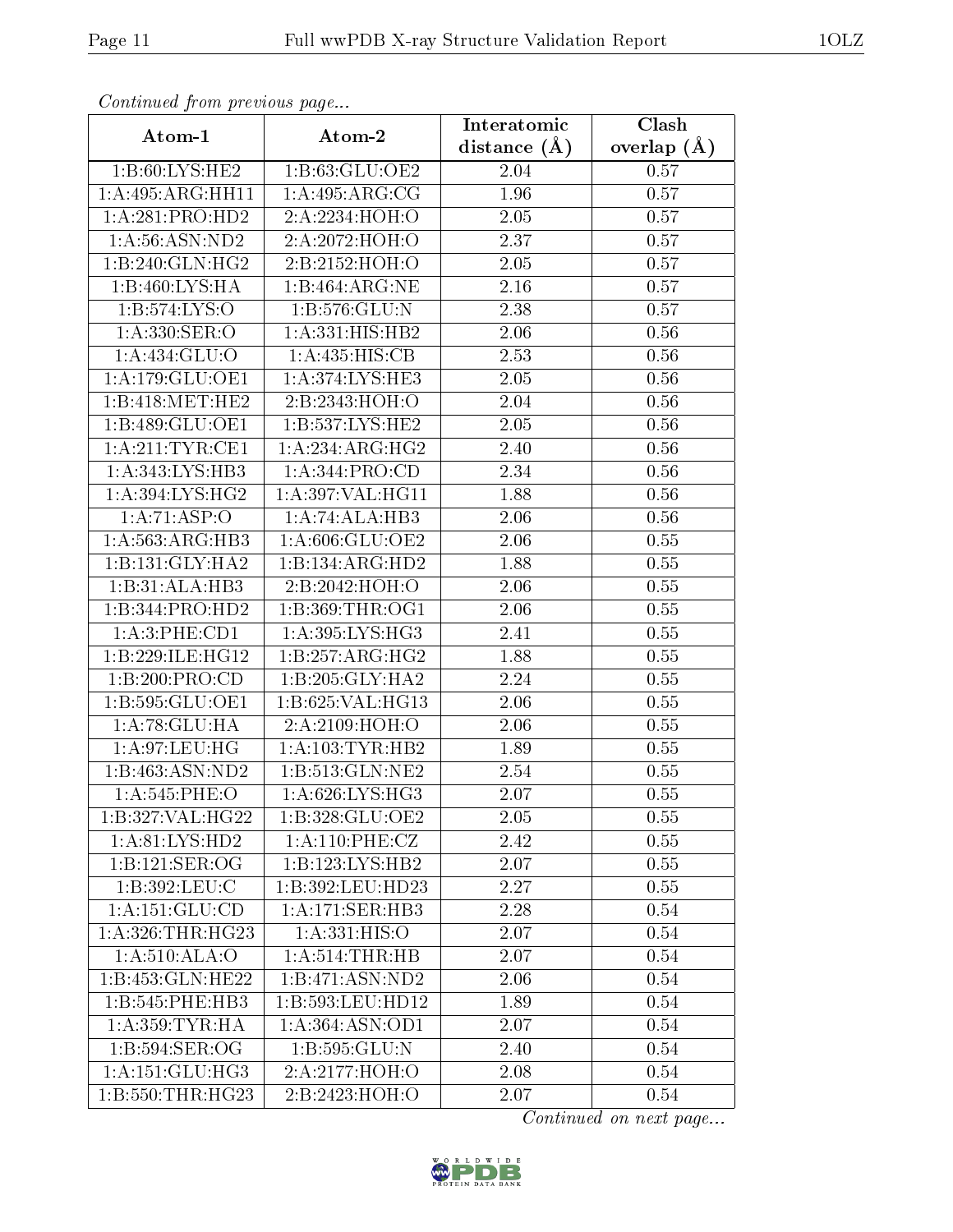*Continued from previous page...*

| Atom-1 | Atom-2 | Interatomic distance (Å) | Clash overlap (Å) |
| --- | --- | --- | --- |
| 1:B:60:LYS:HE2 | 1:B:63:GLU:OE2 | 2.04 | 0.57 |
| 1:A:495:ARG:HH11 | 1:A:495:ARG:CG | 1.96 | 0.57 |
| 1:A:281:PRO:HD2 | 2:A:2234:HOH:O | 2.05 | 0.57 |
| 1:A:56:ASN:ND2 | 2:A:2072:HOH:O | 2.37 | 0.57 |
| 1:B:240:GLN:HG2 | 2:B:2152:HOH:O | 2.05 | 0.57 |
| 1:B:460:LYS:HA | 1:B:464:ARG:NE | 2.16 | 0.57 |
| 1:B:574:LYS:O | 1:B:576:GLU:N | 2.38 | 0.57 |
| 1:A:330:SER:O | 1:A:331:HIS:HB2 | 2.06 | 0.56 |
| 1:A:434:GLU:O | 1:A:435:HIS:CB | 2.53 | 0.56 |
| 1:A:179:GLU:OE1 | 1:A:374:LYS:HE3 | 2.05 | 0.56 |
| 1:B:418:MET:HE2 | 2:B:2343:HOH:O | 2.04 | 0.56 |
| 1:B:489:GLU:OE1 | 1:B:537:LYS:HE2 | 2.05 | 0.56 |
| 1:A:211:TYR:CE1 | 1:A:234:ARG:HG2 | 2.40 | 0.56 |
| 1:A:343:LYS:HB3 | 1:A:344:PRO:CD | 2.34 | 0.56 |
| 1:A:394:LYS:HG2 | 1:A:397:VAL:HG11 | 1.88 | 0.56 |
| 1:A:71:ASP:O | 1:A:74:ALA:HB3 | 2.06 | 0.56 |
| 1:A:563:ARG:HB3 | 1:A:606:GLU:OE2 | 2.06 | 0.55 |
| 1:B:131:GLY:HA2 | 1:B:134:ARG:HD2 | 1.88 | 0.55 |
| 1:B:31:ALA:HB3 | 2:B:2042:HOH:O | 2.06 | 0.55 |
| 1:B:344:PRO:HD2 | 1:B:369:THR:OG1 | 2.06 | 0.55 |
| 1:A:3:PHE:CD1 | 1:A:395:LYS:HG3 | 2.41 | 0.55 |
| 1:B:229:ILE:HG12 | 1:B:257:ARG:HG2 | 1.88 | 0.55 |
| 1:B:200:PRO:CD | 1:B:205:GLY:HA2 | 2.24 | 0.55 |
| 1:B:595:GLU:OE1 | 1:B:625:VAL:HG13 | 2.06 | 0.55 |
| 1:A:78:GLU:HA | 2:A:2109:HOH:O | 2.06 | 0.55 |
| 1:A:97:LEU:HG | 1:A:103:TYR:HB2 | 1.89 | 0.55 |
| 1:B:463:ASN:ND2 | 1:B:513:GLN:NE2 | 2.54 | 0.55 |
| 1:A:545:PHE:O | 1:A:626:LYS:HG3 | 2.07 | 0.55 |
| 1:B:327:VAL:HG22 | 1:B:328:GLU:OE2 | 2.05 | 0.55 |
| 1:A:81:LYS:HD2 | 1:A:110:PHE:CZ | 2.42 | 0.55 |
| 1:B:121:SER:OG | 1:B:123:LYS:HB2 | 2.07 | 0.55 |
| 1:B:392:LEU:C | 1:B:392:LEU:HD23 | 2.27 | 0.55 |
| 1:A:151:GLU:CD | 1:A:171:SER:HB3 | 2.28 | 0.54 |
| 1:A:326:THR:HG23 | 1:A:331:HIS:O | 2.07 | 0.54 |
| 1:A:510:ALA:O | 1:A:514:THR:HB | 2.07 | 0.54 |
| 1:B:453:GLN:HE22 | 1:B:471:ASN:ND2 | 2.06 | 0.54 |
| 1:B:545:PHE:HB3 | 1:B:593:LEU:HD12 | 1.89 | 0.54 |
| 1:A:359:TYR:HA | 1:A:364:ASN:OD1 | 2.07 | 0.54 |
| 1:B:594:SER:OG | 1:B:595:GLU:N | 2.40 | 0.54 |
| 1:A:151:GLU:HG3 | 2:A:2177:HOH:O | 2.08 | 0.54 |
| 1:B:550:THR:HG23 | 2:B:2423:HOH:O | 2.07 | 0.54 |

*Continued on next page...*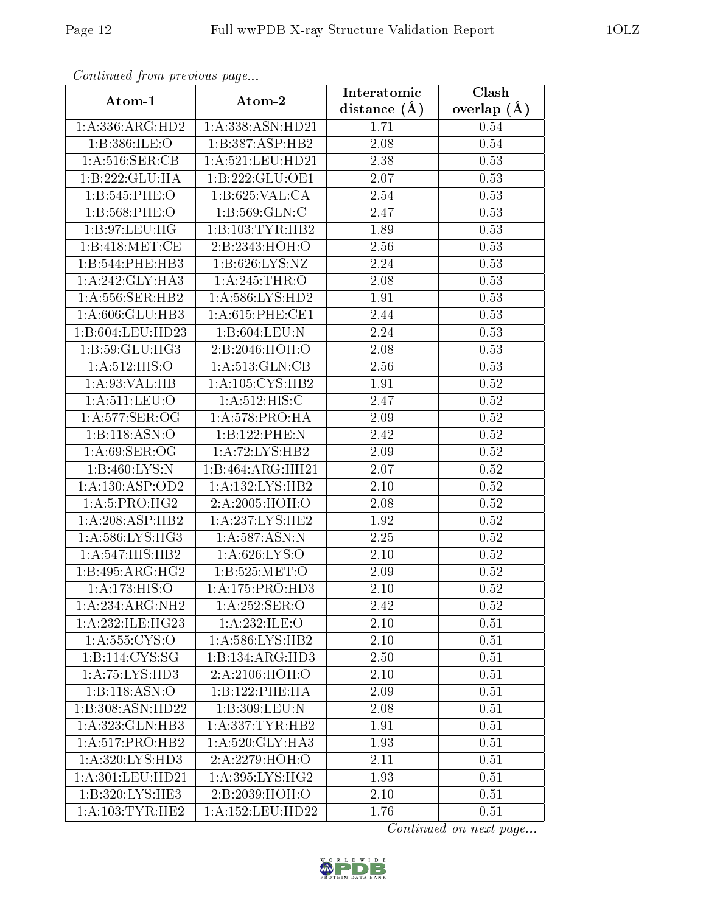*Continued from previous page...*

| Atom-1 | Atom-2 | Interatomic distance (Å) | Clash overlap (Å) |
|---|---|---|---|
| 1:A:336:ARG:HD2 | 1:A:338:ASN:HD21 | 1.71 | 0.54 |
| 1:B:386:ILE:O | 1:B:387:ASP:HB2 | 2.08 | 0.54 |
| 1:A:516:SER:CB | 1:A:521:LEU:HD21 | 2.38 | 0.53 |
| 1:B:222:GLU:HA | 1:B:222:GLU:OE1 | 2.07 | 0.53 |
| 1:B:545:PHE:O | 1:B:625:VAL:CA | 2.54 | 0.53 |
| 1:B:568:PHE:O | 1:B:569:GLN:C | 2.47 | 0.53 |
| 1:B:97:LEU:HG | 1:B:103:TYR:HB2 | 1.89 | 0.53 |
| 1:B:418:MET:CE | 2:B:2343:HOH:O | 2.56 | 0.53 |
| 1:B:544:PHE:HB3 | 1:B:626:LYS:NZ | 2.24 | 0.53 |
| 1:A:242:GLY:HA3 | 1:A:245:THR:O | 2.08 | 0.53 |
| 1:A:556:SER:HB2 | 1:A:586:LYS:HD2 | 1.91 | 0.53 |
| 1:A:606:GLU:HB3 | 1:A:615:PHE:CE1 | 2.44 | 0.53 |
| 1:B:604:LEU:HD23 | 1:B:604:LEU:N | 2.24 | 0.53 |
| 1:B:59:GLU:HG3 | 2:B:2046:HOH:O | 2.08 | 0.53 |
| 1:A:512:HIS:O | 1:A:513:GLN:CB | 2.56 | 0.53 |
| 1:A:93:VAL:HB | 1:A:105:CYS:HB2 | 1.91 | 0.52 |
| 1:A:511:LEU:O | 1:A:512:HIS:C | 2.47 | 0.52 |
| 1:A:577:SER:OG | 1:A:578:PRO:HA | 2.09 | 0.52 |
| 1:B:118:ASN:O | 1:B:122:PHE:N | 2.42 | 0.52 |
| 1:A:69:SER:OG | 1:A:72:LYS:HB2 | 2.09 | 0.52 |
| 1:B:460:LYS:N | 1:B:464:ARG:HH21 | 2.07 | 0.52 |
| 1:A:130:ASP:OD2 | 1:A:132:LYS:HB2 | 2.10 | 0.52 |
| 1:A:5:PRO:HG2 | 2:A:2005:HOH:O | 2.08 | 0.52 |
| 1:A:208:ASP:HB2 | 1:A:237:LYS:HE2 | 1.92 | 0.52 |
| 1:A:586:LYS:HG3 | 1:A:587:ASN:N | 2.25 | 0.52 |
| 1:A:547:HIS:HB2 | 1:A:626:LYS:O | 2.10 | 0.52 |
| 1:B:495:ARG:HG2 | 1:B:525:MET:O | 2.09 | 0.52 |
| 1:A:173:HIS:O | 1:A:175:PRO:HD3 | 2.10 | 0.52 |
| 1:A:234:ARG:NH2 | 1:A:252:SER:O | 2.42 | 0.52 |
| 1:A:232:ILE:HG23 | 1:A:232:ILE:O | 2.10 | 0.51 |
| 1:A:555:CYS:O | 1:A:586:LYS:HB2 | 2.10 | 0.51 |
| 1:B:114:CYS:SG | 1:B:134:ARG:HD3 | 2.50 | 0.51 |
| 1:A:75:LYS:HD3 | 2:A:2106:HOH:O | 2.10 | 0.51 |
| 1:B:118:ASN:O | 1:B:122:PHE:HA | 2.09 | 0.51 |
| 1:B:308:ASN:HD22 | 1:B:309:LEU:N | 2.08 | 0.51 |
| 1:A:323:GLN:HB3 | 1:A:337:TYR:HB2 | 1.91 | 0.51 |
| 1:A:517:PRO:HB2 | 1:A:520:GLY:HA3 | 1.93 | 0.51 |
| 1:A:320:LYS:HD3 | 2:A:2279:HOH:O | 2.11 | 0.51 |
| 1:A:301:LEU:HD21 | 1:A:395:LYS:HG2 | 1.93 | 0.51 |
| 1:B:320:LYS:HE3 | 2:B:2039:HOH:O | 2.10 | 0.51 |
| 1:A:103:TYR:HE2 | 1:A:152:LEU:HD22 | 1.76 | 0.51 |

*Continued on next page...*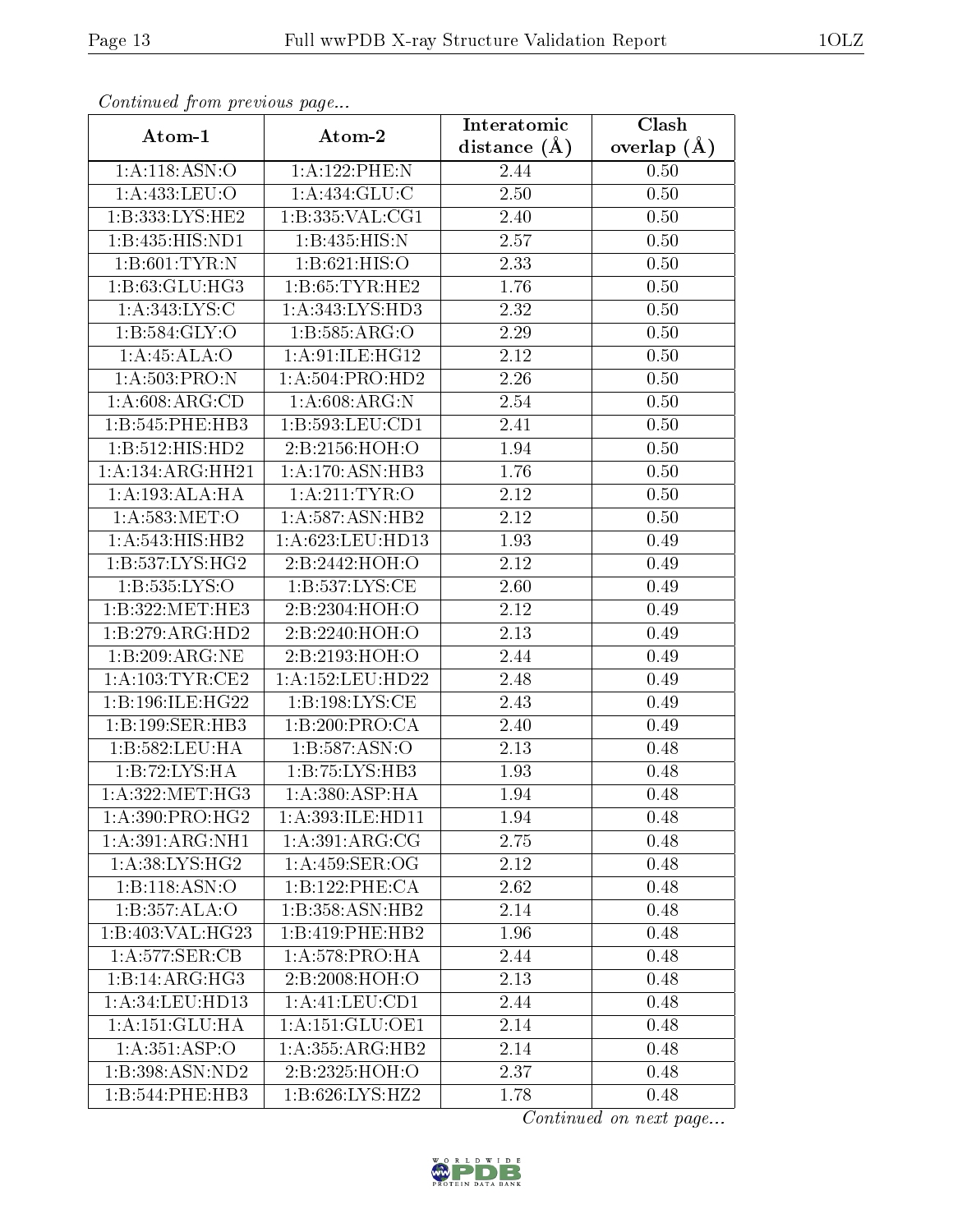*Continued from previous page...*

| Atom-1 | Atom-2 | Interatomic distance (Å) | Clash overlap (Å) |
|---|---|---|---|
| 1:A:118:ASN:O | 1:A:122:PHE:N | 2.44 | 0.50 |
| 1:A:433:LEU:O | 1:A:434:GLU:C | 2.50 | 0.50 |
| 1:B:333:LYS:HE2 | 1:B:335:VAL:CG1 | 2.40 | 0.50 |
| 1:B:435:HIS:ND1 | 1:B:435:HIS:N | 2.57 | 0.50 |
| 1:B:601:TYR:N | 1:B:621:HIS:O | 2.33 | 0.50 |
| 1:B:63:GLU:HG3 | 1:B:65:TYR:HE2 | 1.76 | 0.50 |
| 1:A:343:LYS:C | 1:A:343:LYS:HD3 | 2.32 | 0.50 |
| 1:B:584:GLY:O | 1:B:585:ARG:O | 2.29 | 0.50 |
| 1:A:45:ALA:O | 1:A:91:ILE:HG12 | 2.12 | 0.50 |
| 1:A:503:PRO:N | 1:A:504:PRO:HD2 | 2.26 | 0.50 |
| 1:A:608:ARG:CD | 1:A:608:ARG:N | 2.54 | 0.50 |
| 1:B:545:PHE:HB3 | 1:B:593:LEU:CD1 | 2.41 | 0.50 |
| 1:B:512:HIS:HD2 | 2:B:2156:HOH:O | 1.94 | 0.50 |
| 1:A:134:ARG:HH21 | 1:A:170:ASN:HB3 | 1.76 | 0.50 |
| 1:A:193:ALA:HA | 1:A:211:TYR:O | 2.12 | 0.50 |
| 1:A:583:MET:O | 1:A:587:ASN:HB2 | 2.12 | 0.50 |
| 1:A:543:HIS:HB2 | 1:A:623:LEU:HD13 | 1.93 | 0.49 |
| 1:B:537:LYS:HG2 | 2:B:2442:HOH:O | 2.12 | 0.49 |
| 1:B:535:LYS:O | 1:B:537:LYS:CE | 2.60 | 0.49 |
| 1:B:322:MET:HE3 | 2:B:2304:HOH:O | 2.12 | 0.49 |
| 1:B:279:ARG:HD2 | 2:B:2240:HOH:O | 2.13 | 0.49 |
| 1:B:209:ARG:NE | 2:B:2193:HOH:O | 2.44 | 0.49 |
| 1:A:103:TYR:CE2 | 1:A:152:LEU:HD22 | 2.48 | 0.49 |
| 1:B:196:ILE:HG22 | 1:B:198:LYS:CE | 2.43 | 0.49 |
| 1:B:199:SER:HB3 | 1:B:200:PRO:CA | 2.40 | 0.49 |
| 1:B:582:LEU:HA | 1:B:587:ASN:O | 2.13 | 0.48 |
| 1:B:72:LYS:HA | 1:B:75:LYS:HB3 | 1.93 | 0.48 |
| 1:A:322:MET:HG3 | 1:A:380:ASP:HA | 1.94 | 0.48 |
| 1:A:390:PRO:HG2 | 1:A:393:ILE:HD11 | 1.94 | 0.48 |
| 1:A:391:ARG:NH1 | 1:A:391:ARG:CG | 2.75 | 0.48 |
| 1:A:38:LYS:HG2 | 1:A:459:SER:OG | 2.12 | 0.48 |
| 1:B:118:ASN:O | 1:B:122:PHE:CA | 2.62 | 0.48 |
| 1:B:357:ALA:O | 1:B:358:ASN:HB2 | 2.14 | 0.48 |
| 1:B:403:VAL:HG23 | 1:B:419:PHE:HB2 | 1.96 | 0.48 |
| 1:A:577:SER:CB | 1:A:578:PRO:HA | 2.44 | 0.48 |
| 1:B:14:ARG:HG3 | 2:B:2008:HOH:O | 2.13 | 0.48 |
| 1:A:34:LEU:HD13 | 1:A:41:LEU:CD1 | 2.44 | 0.48 |
| 1:A:151:GLU:HA | 1:A:151:GLU:OE1 | 2.14 | 0.48 |
| 1:A:351:ASP:O | 1:A:355:ARG:HB2 | 2.14 | 0.48 |
| 1:B:398:ASN:ND2 | 2:B:2325:HOH:O | 2.37 | 0.48 |
| 1:B:544:PHE:HB3 | 1:B:626:LYS:HZ2 | 1.78 | 0.48 |

*Continued on next page...*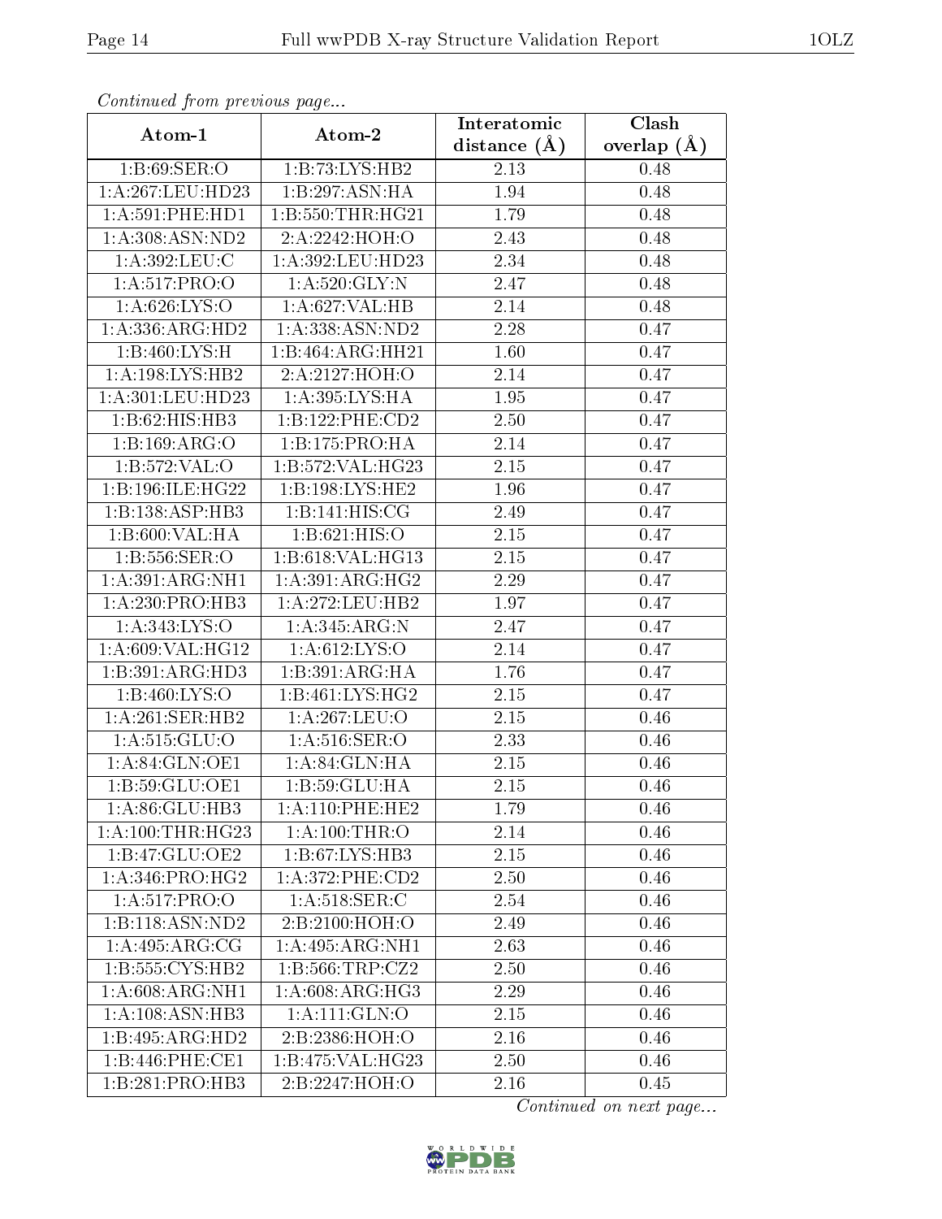*Continued from previous page...*

| Atom-1 | Atom-2 | Interatomic distance (Å) | Clash overlap (Å) |
|---|---|---|---|
| 1:B:69:SER:O | 1:B:73:LYS:HB2 | 2.13 | 0.48 |
| 1:A:267:LEU:HD23 | 1:B:297:ASN:HA | 1.94 | 0.48 |
| 1:A:591:PHE:HD1 | 1:B:550:THR:HG21 | 1.79 | 0.48 |
| 1:A:308:ASN:ND2 | 2:A:2242:HOH:O | 2.43 | 0.48 |
| 1:A:392:LEU:C | 1:A:392:LEU:HD23 | 2.34 | 0.48 |
| 1:A:517:PRO:O | 1:A:520:GLY:N | 2.47 | 0.48 |
| 1:A:626:LYS:O | 1:A:627:VAL:HB | 2.14 | 0.48 |
| 1:A:336:ARG:HD2 | 1:A:338:ASN:ND2 | 2.28 | 0.47 |
| 1:B:460:LYS:H | 1:B:464:ARG:HH21 | 1.60 | 0.47 |
| 1:A:198:LYS:HB2 | 2:A:2127:HOH:O | 2.14 | 0.47 |
| 1:A:301:LEU:HD23 | 1:A:395:LYS:HA | 1.95 | 0.47 |
| 1:B:62:HIS:HB3 | 1:B:122:PHE:CD2 | 2.50 | 0.47 |
| 1:B:169:ARG:O | 1:B:175:PRO:HA | 2.14 | 0.47 |
| 1:B:572:VAL:O | 1:B:572:VAL:HG23 | 2.15 | 0.47 |
| 1:B:196:ILE:HG22 | 1:B:198:LYS:HE2 | 1.96 | 0.47 |
| 1:B:138:ASP:HB3 | 1:B:141:HIS:CG | 2.49 | 0.47 |
| 1:B:600:VAL:HA | 1:B:621:HIS:O | 2.15 | 0.47 |
| 1:B:556:SER:O | 1:B:618:VAL:HG13 | 2.15 | 0.47 |
| 1:A:391:ARG:NH1 | 1:A:391:ARG:HG2 | 2.29 | 0.47 |
| 1:A:230:PRO:HB3 | 1:A:272:LEU:HB2 | 1.97 | 0.47 |
| 1:A:343:LYS:O | 1:A:345:ARG:N | 2.47 | 0.47 |
| 1:A:609:VAL:HG12 | 1:A:612:LYS:O | 2.14 | 0.47 |
| 1:B:391:ARG:HD3 | 1:B:391:ARG:HA | 1.76 | 0.47 |
| 1:B:460:LYS:O | 1:B:461:LYS:HG2 | 2.15 | 0.47 |
| 1:A:261:SER:HB2 | 1:A:267:LEU:O | 2.15 | 0.46 |
| 1:A:515:GLU:O | 1:A:516:SER:O | 2.33 | 0.46 |
| 1:A:84:GLN:OE1 | 1:A:84:GLN:HA | 2.15 | 0.46 |
| 1:B:59:GLU:OE1 | 1:B:59:GLU:HA | 2.15 | 0.46 |
| 1:A:86:GLU:HB3 | 1:A:110:PHE:HE2 | 1.79 | 0.46 |
| 1:A:100:THR:HG23 | 1:A:100:THR:O | 2.14 | 0.46 |
| 1:B:47:GLU:OE2 | 1:B:67:LYS:HB3 | 2.15 | 0.46 |
| 1:A:346:PRO:HG2 | 1:A:372:PHE:CD2 | 2.50 | 0.46 |
| 1:A:517:PRO:O | 1:A:518:SER:C | 2.54 | 0.46 |
| 1:B:118:ASN:ND2 | 2:B:2100:HOH:O | 2.49 | 0.46 |
| 1:A:495:ARG:CG | 1:A:495:ARG:NH1 | 2.63 | 0.46 |
| 1:B:555:CYS:HB2 | 1:B:566:TRP:CZ2 | 2.50 | 0.46 |
| 1:A:608:ARG:NH1 | 1:A:608:ARG:HG3 | 2.29 | 0.46 |
| 1:A:108:ASN:HB3 | 1:A:111:GLN:O | 2.15 | 0.46 |
| 1:B:495:ARG:HD2 | 2:B:2386:HOH:O | 2.16 | 0.46 |
| 1:B:446:PHE:CE1 | 1:B:475:VAL:HG23 | 2.50 | 0.46 |
| 1:B:281:PRO:HB3 | 2:B:2247:HOH:O | 2.16 | 0.45 |

*Continued on next page...*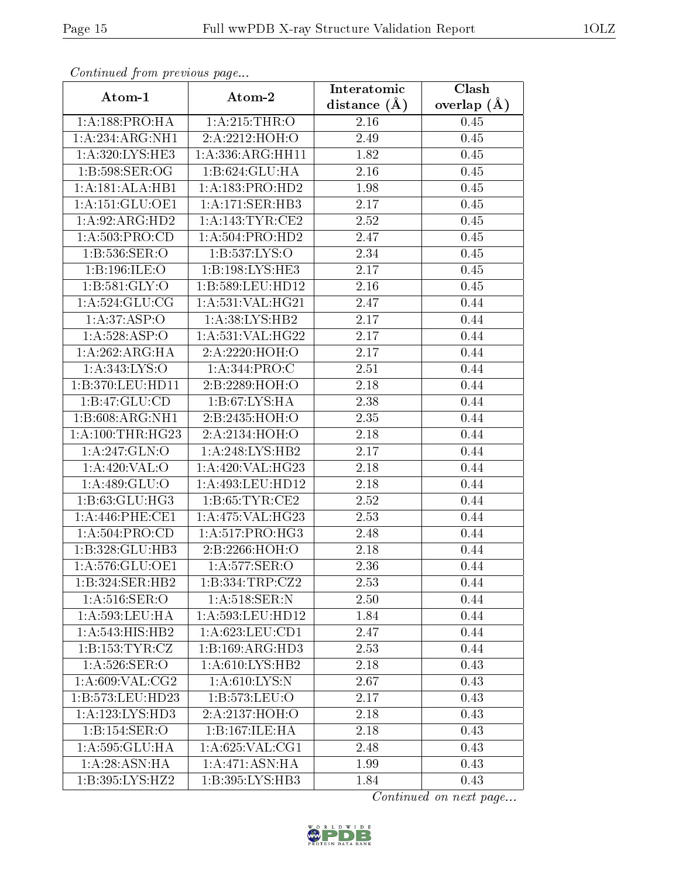*Continued from previous page...*

| Atom-1 | Atom-2 | Interatomic distance (Å) | Clash overlap (Å) |
| --- | --- | --- | --- |
| 1:A:188:PRO:HA | 1:A:215:THR:O | 2.16 | 0.45 |
| 1:A:234:ARG:NH1 | 2:A:2212:HOH:O | 2.49 | 0.45 |
| 1:A:320:LYS:HE3 | 1:A:336:ARG:HH11 | 1.82 | 0.45 |
| 1:B:598:SER:OG | 1:B:624:GLU:HA | 2.16 | 0.45 |
| 1:A:181:ALA:HB1 | 1:A:183:PRO:HD2 | 1.98 | 0.45 |
| 1:A:151:GLU:OE1 | 1:A:171:SER:HB3 | 2.17 | 0.45 |
| 1:A:92:ARG:HD2 | 1:A:143:TYR:CE2 | 2.52 | 0.45 |
| 1:A:503:PRO:CD | 1:A:504:PRO:HD2 | 2.47 | 0.45 |
| 1:B:536:SER:O | 1:B:537:LYS:O | 2.34 | 0.45 |
| 1:B:196:ILE:O | 1:B:198:LYS:HE3 | 2.17 | 0.45 |
| 1:B:581:GLY:O | 1:B:589:LEU:HD12 | 2.16 | 0.45 |
| 1:A:524:GLU:CG | 1:A:531:VAL:HG21 | 2.47 | 0.44 |
| 1:A:37:ASP:O | 1:A:38:LYS:HB2 | 2.17 | 0.44 |
| 1:A:528:ASP:O | 1:A:531:VAL:HG22 | 2.17 | 0.44 |
| 1:A:262:ARG:HA | 2:A:2220:HOH:O | 2.17 | 0.44 |
| 1:A:343:LYS:O | 1:A:344:PRO:C | 2.51 | 0.44 |
| 1:B:370:LEU:HD11 | 2:B:2289:HOH:O | 2.18 | 0.44 |
| 1:B:47:GLU:CD | 1:B:67:LYS:HA | 2.38 | 0.44 |
| 1:B:608:ARG:NH1 | 2:B:2435:HOH:O | 2.35 | 0.44 |
| 1:A:100:THR:HG23 | 2:A:2134:HOH:O | 2.18 | 0.44 |
| 1:A:247:GLN:O | 1:A:248:LYS:HB2 | 2.17 | 0.44 |
| 1:A:420:VAL:O | 1:A:420:VAL:HG23 | 2.18 | 0.44 |
| 1:A:489:GLU:O | 1:A:493:LEU:HD12 | 2.18 | 0.44 |
| 1:B:63:GLU:HG3 | 1:B:65:TYR:CE2 | 2.52 | 0.44 |
| 1:A:446:PHE:CE1 | 1:A:475:VAL:HG23 | 2.53 | 0.44 |
| 1:A:504:PRO:CD | 1:A:517:PRO:HG3 | 2.48 | 0.44 |
| 1:B:328:GLU:HB3 | 2:B:2266:HOH:O | 2.18 | 0.44 |
| 1:A:576:GLU:OE1 | 1:A:577:SER:O | 2.36 | 0.44 |
| 1:B:324:SER:HB2 | 1:B:334:TRP:CZ2 | 2.53 | 0.44 |
| 1:A:516:SER:O | 1:A:518:SER:N | 2.50 | 0.44 |
| 1:A:593:LEU:HA | 1:A:593:LEU:HD12 | 1.84 | 0.44 |
| 1:A:543:HIS:HB2 | 1:A:623:LEU:CD1 | 2.47 | 0.44 |
| 1:B:153:TYR:CZ | 1:B:169:ARG:HD3 | 2.53 | 0.44 |
| 1:A:526:SER:O | 1:A:610:LYS:HB2 | 2.18 | 0.43 |
| 1:A:609:VAL:CG2 | 1:A:610:LYS:N | 2.67 | 0.43 |
| 1:B:573:LEU:HD23 | 1:B:573:LEU:O | 2.17 | 0.43 |
| 1:A:123:LYS:HD3 | 2:A:2137:HOH:O | 2.18 | 0.43 |
| 1:B:154:SER:O | 1:B:167:ILE:HA | 2.18 | 0.43 |
| 1:A:595:GLU:HA | 1:A:625:VAL:CG1 | 2.48 | 0.43 |
| 1:A:28:ASN:HA | 1:A:471:ASN:HA | 1.99 | 0.43 |
| 1:B:395:LYS:HZ2 | 1:B:395:LYS:HB3 | 1.84 | 0.43 |

*Continued on next page...*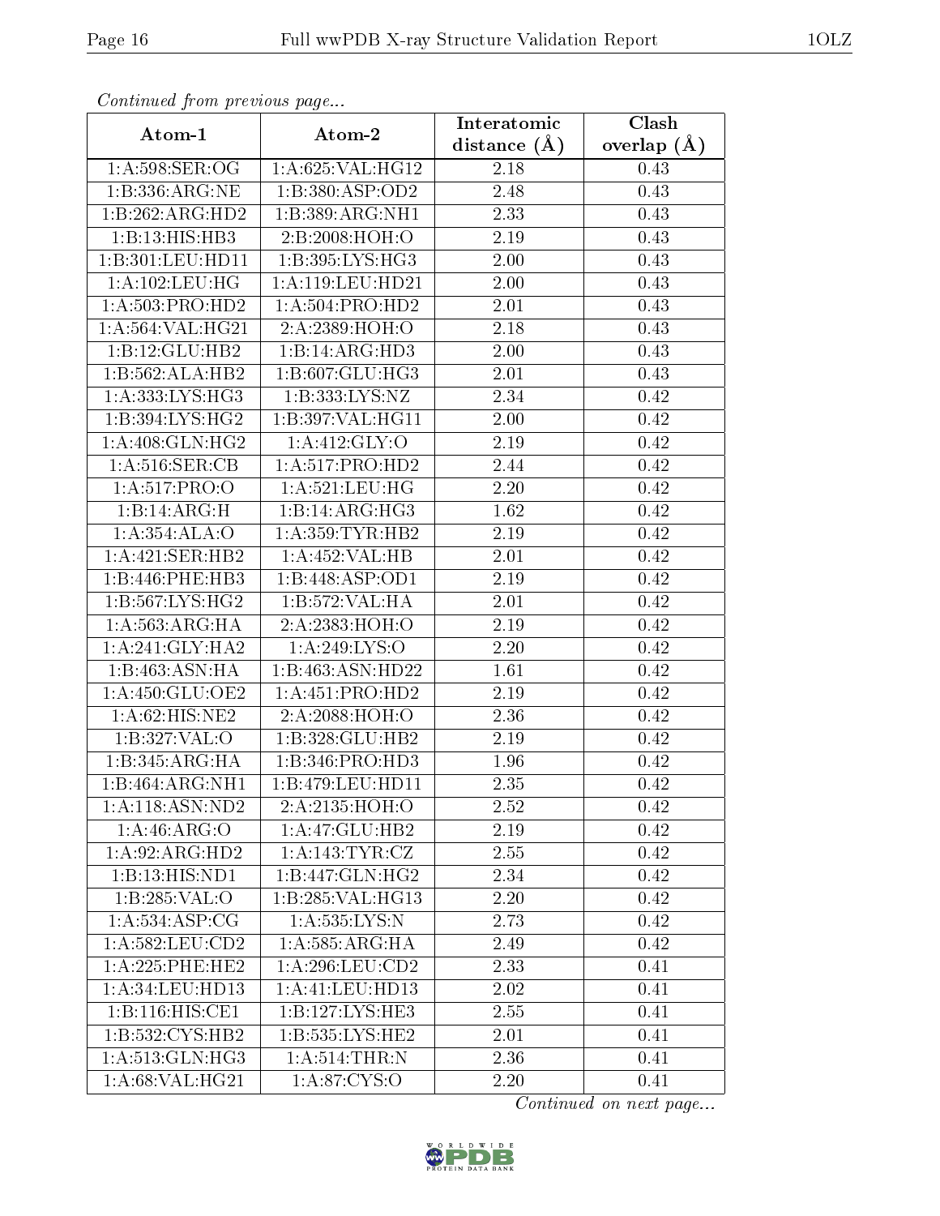*Continued from previous page...*

| Atom-1 | Atom-2 | Interatomic distance (Å) | Clash overlap (Å) |
|---|---|---|---|
| 1:A:598:SER:OG | 1:A:625:VAL:HG12 | 2.18 | 0.43 |
| 1:B:336:ARG:NE | 1:B:380:ASP:OD2 | 2.48 | 0.43 |
| 1:B:262:ARG:HD2 | 1:B:389:ARG:NH1 | 2.33 | 0.43 |
| 1:B:13:HIS:HB3 | 2:B:2008:HOH:O | 2.19 | 0.43 |
| 1:B:301:LEU:HD11 | 1:B:395:LYS:HG3 | 2.00 | 0.43 |
| 1:A:102:LEU:HG | 1:A:119:LEU:HD21 | 2.00 | 0.43 |
| 1:A:503:PRO:HD2 | 1:A:504:PRO:HD2 | 2.01 | 0.43 |
| 1:A:564:VAL:HG21 | 2:A:2389:HOH:O | 2.18 | 0.43 |
| 1:B:12:GLU:HB2 | 1:B:14:ARG:HD3 | 2.00 | 0.43 |
| 1:B:562:ALA:HB2 | 1:B:607:GLU:HG3 | 2.01 | 0.43 |
| 1:A:333:LYS:HG3 | 1:B:333:LYS:NZ | 2.34 | 0.42 |
| 1:B:394:LYS:HG2 | 1:B:397:VAL:HG11 | 2.00 | 0.42 |
| 1:A:408:GLN:HG2 | 1:A:412:GLY:O | 2.19 | 0.42 |
| 1:A:516:SER:CB | 1:A:517:PRO:HD2 | 2.44 | 0.42 |
| 1:A:517:PRO:O | 1:A:521:LEU:HG | 2.20 | 0.42 |
| 1:B:14:ARG:H | 1:B:14:ARG:HG3 | 1.62 | 0.42 |
| 1:A:354:ALA:O | 1:A:359:TYR:HB2 | 2.19 | 0.42 |
| 1:A:421:SER:HB2 | 1:A:452:VAL:HB | 2.01 | 0.42 |
| 1:B:446:PHE:HB3 | 1:B:448:ASP:OD1 | 2.19 | 0.42 |
| 1:B:567:LYS:HG2 | 1:B:572:VAL:HA | 2.01 | 0.42 |
| 1:A:563:ARG:HA | 2:A:2383:HOH:O | 2.19 | 0.42 |
| 1:A:241:GLY:HA2 | 1:A:249:LYS:O | 2.20 | 0.42 |
| 1:B:463:ASN:HA | 1:B:463:ASN:HD22 | 1.61 | 0.42 |
| 1:A:450:GLU:OE2 | 1:A:451:PRO:HD2 | 2.19 | 0.42 |
| 1:A:62:HIS:NE2 | 2:A:2088:HOH:O | 2.36 | 0.42 |
| 1:B:327:VAL:O | 1:B:328:GLU:HB2 | 2.19 | 0.42 |
| 1:B:345:ARG:HA | 1:B:346:PRO:HD3 | 1.96 | 0.42 |
| 1:B:464:ARG:NH1 | 1:B:479:LEU:HD11 | 2.35 | 0.42 |
| 1:A:118:ASN:ND2 | 2:A:2135:HOH:O | 2.52 | 0.42 |
| 1:A:46:ARG:O | 1:A:47:GLU:HB2 | 2.19 | 0.42 |
| 1:A:92:ARG:HD2 | 1:A:143:TYR:CZ | 2.55 | 0.42 |
| 1:B:13:HIS:ND1 | 1:B:447:GLN:HG2 | 2.34 | 0.42 |
| 1:B:285:VAL:O | 1:B:285:VAL:HG13 | 2.20 | 0.42 |
| 1:A:534:ASP:CG | 1:A:535:LYS:N | 2.73 | 0.42 |
| 1:A:582:LEU:CD2 | 1:A:585:ARG:HA | 2.49 | 0.42 |
| 1:A:225:PHE:HE2 | 1:A:296:LEU:CD2 | 2.33 | 0.41 |
| 1:A:34:LEU:HD13 | 1:A:41:LEU:HD13 | 2.02 | 0.41 |
| 1:B:116:HIS:CE1 | 1:B:127:LYS:HE3 | 2.55 | 0.41 |
| 1:B:532:CYS:HB2 | 1:B:535:LYS:HE2 | 2.01 | 0.41 |
| 1:A:513:GLN:HG3 | 1:A:514:THR:N | 2.36 | 0.41 |
| 1:A:68:VAL:HG21 | 1:A:87:CYS:O | 2.20 | 0.41 |

*Continued on next page...*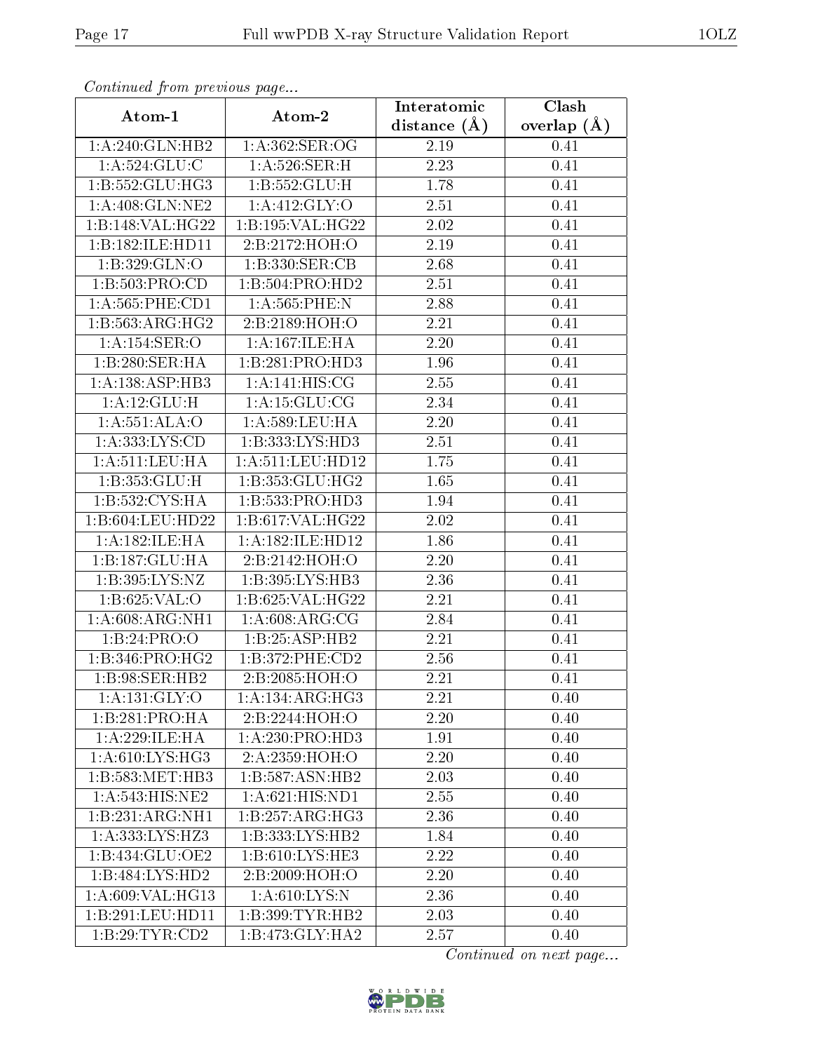*Continued from previous page...*

| Atom-1 | Atom-2 | Interatomic distance (Å) | Clash overlap (Å) |
|---|---|---|---|
| 1:A:240:GLN:HB2 | 1:A:362:SER:OG | 2.19 | 0.41 |
| 1:A:524:GLU:C | 1:A:526:SER:H | 2.23 | 0.41 |
| 1:B:552:GLU:HG3 | 1:B:552:GLU:H | 1.78 | 0.41 |
| 1:A:408:GLN:NE2 | 1:A:412:GLY:O | 2.51 | 0.41 |
| 1:B:148:VAL:HG22 | 1:B:195:VAL:HG22 | 2.02 | 0.41 |
| 1:B:182:ILE:HD11 | 2:B:2172:HOH:O | 2.19 | 0.41 |
| 1:B:329:GLN:O | 1:B:330:SER:CB | 2.68 | 0.41 |
| 1:B:503:PRO:CD | 1:B:504:PRO:HD2 | 2.51 | 0.41 |
| 1:A:565:PHE:CD1 | 1:A:565:PHE:N | 2.88 | 0.41 |
| 1:B:563:ARG:HG2 | 2:B:2189:HOH:O | 2.21 | 0.41 |
| 1:A:154:SER:O | 1:A:167:ILE:HA | 2.20 | 0.41 |
| 1:B:280:SER:HA | 1:B:281:PRO:HD3 | 1.96 | 0.41 |
| 1:A:138:ASP:HB3 | 1:A:141:HIS:CG | 2.55 | 0.41 |
| 1:A:12:GLU:H | 1:A:15:GLU:CG | 2.34 | 0.41 |
| 1:A:551:ALA:O | 1:A:589:LEU:HA | 2.20 | 0.41 |
| 1:A:333:LYS:CD | 1:B:333:LYS:HD3 | 2.51 | 0.41 |
| 1:A:511:LEU:HA | 1:A:511:LEU:HD12 | 1.75 | 0.41 |
| 1:B:353:GLU:H | 1:B:353:GLU:HG2 | 1.65 | 0.41 |
| 1:B:532:CYS:HA | 1:B:533:PRO:HD3 | 1.94 | 0.41 |
| 1:B:604:LEU:HD22 | 1:B:617:VAL:HG22 | 2.02 | 0.41 |
| 1:A:182:ILE:HA | 1:A:182:ILE:HD12 | 1.86 | 0.41 |
| 1:B:187:GLU:HA | 2:B:2142:HOH:O | 2.20 | 0.41 |
| 1:B:395:LYS:NZ | 1:B:395:LYS:HB3 | 2.36 | 0.41 |
| 1:B:625:VAL:O | 1:B:625:VAL:HG22 | 2.21 | 0.41 |
| 1:A:608:ARG:NH1 | 1:A:608:ARG:CG | 2.84 | 0.41 |
| 1:B:24:PRO:O | 1:B:25:ASP:HB2 | 2.21 | 0.41 |
| 1:B:346:PRO:HG2 | 1:B:372:PHE:CD2 | 2.56 | 0.41 |
| 1:B:98:SER:HB2 | 2:B:2085:HOH:O | 2.21 | 0.41 |
| 1:A:131:GLY:O | 1:A:134:ARG:HG3 | 2.21 | 0.40 |
| 1:B:281:PRO:HA | 2:B:2244:HOH:O | 2.20 | 0.40 |
| 1:A:229:ILE:HA | 1:A:230:PRO:HD3 | 1.91 | 0.40 |
| 1:A:610:LYS:HG3 | 2:A:2359:HOH:O | 2.20 | 0.40 |
| 1:B:583:MET:HB3 | 1:B:587:ASN:HB2 | 2.03 | 0.40 |
| 1:A:543:HIS:NE2 | 1:A:621:HIS:ND1 | 2.55 | 0.40 |
| 1:B:231:ARG:NH1 | 1:B:257:ARG:HG3 | 2.36 | 0.40 |
| 1:A:333:LYS:HZ3 | 1:B:333:LYS:HB2 | 1.84 | 0.40 |
| 1:B:434:GLU:OE2 | 1:B:610:LYS:HE3 | 2.22 | 0.40 |
| 1:B:484:LYS:HD2 | 2:B:2009:HOH:O | 2.20 | 0.40 |
| 1:A:609:VAL:HG13 | 1:A:610:LYS:N | 2.36 | 0.40 |
| 1:B:291:LEU:HD11 | 1:B:399:TYR:HB2 | 2.03 | 0.40 |
| 1:B:29:TYR:CD2 | 1:B:473:GLY:HA2 | 2.57 | 0.40 |

*Continued on next page...*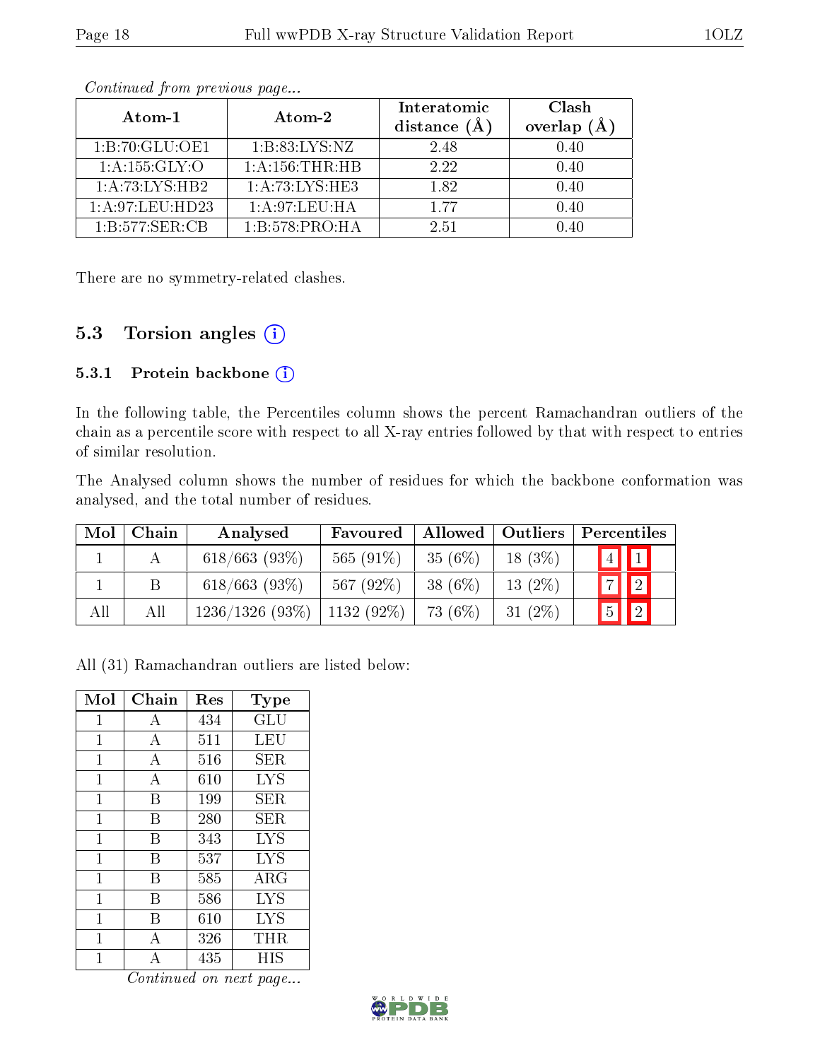*Continued from previous page...*

| Atom-1 | Atom-2 | Interatomic distance (Å) | Clash overlap (Å) |
|---|---|---|---|
| 1:B:70:GLU:OE1 | 1:B:83:LYS:NZ | 2.48 | 0.40 |
| 1:A:155:GLY:O | 1:A:156:THR:HB | 2.22 | 0.40 |
| 1:A:73:LYS:HB2 | 1:A:73:LYS:HE3 | 1.82 | 0.40 |
| 1:A:97:LEU:HD23 | 1:A:97:LEU:HA | 1.77 | 0.40 |
| 1:B:577:SER:CB | 1:B:578:PRO:HA | 2.51 | 0.40 |

There are no symmetry-related clashes.

## 5.3 Torsion angles

### 5.3.1 Protein backbone

In the following table, the Percentiles column shows the percent Ramachandran outliers of the chain as a percentile score with respect to all X-ray entries followed by that with respect to entries of similar resolution.

The Analysed column shows the number of residues for which the backbone conformation was analysed, and the total number of residues.

| Mol | Chain | Analysed | Favoured | Allowed | Outliers | Percentiles | |
|---|---|---|---|---|---|---|---|
| 1 | A | 618/663 (93%) | 565 (91%) | 35 (6%) | 18 (3%) | 4 | 1 |
| 1 | B | 618/663 (93%) | 567 (92%) | 38 (6%) | 13 (2%) | 7 | 2 |
| All | All | 1236/1326 (93%) | 1132 (92%) | 73 (6%) | 31 (2%) | 5 | 2 |

All (31) Ramachandran outliers are listed below:

| Mol | Chain | Res | Type |
|---|---|---|---|
| 1 | A | 434 | GLU |
| 1 | A | 511 | LEU |
| 1 | A | 516 | SER |
| 1 | A | 610 | LYS |
| 1 | B | 199 | SER |
| 1 | B | 280 | SER |
| 1 | B | 343 | LYS |
| 1 | B | 537 | LYS |
| 1 | B | 585 | ARG |
| 1 | B | 586 | LYS |
| 1 | B | 610 | LYS |
| 1 | A | 326 | THR |
| 1 | A | 435 | HIS |

*Continued on next page...*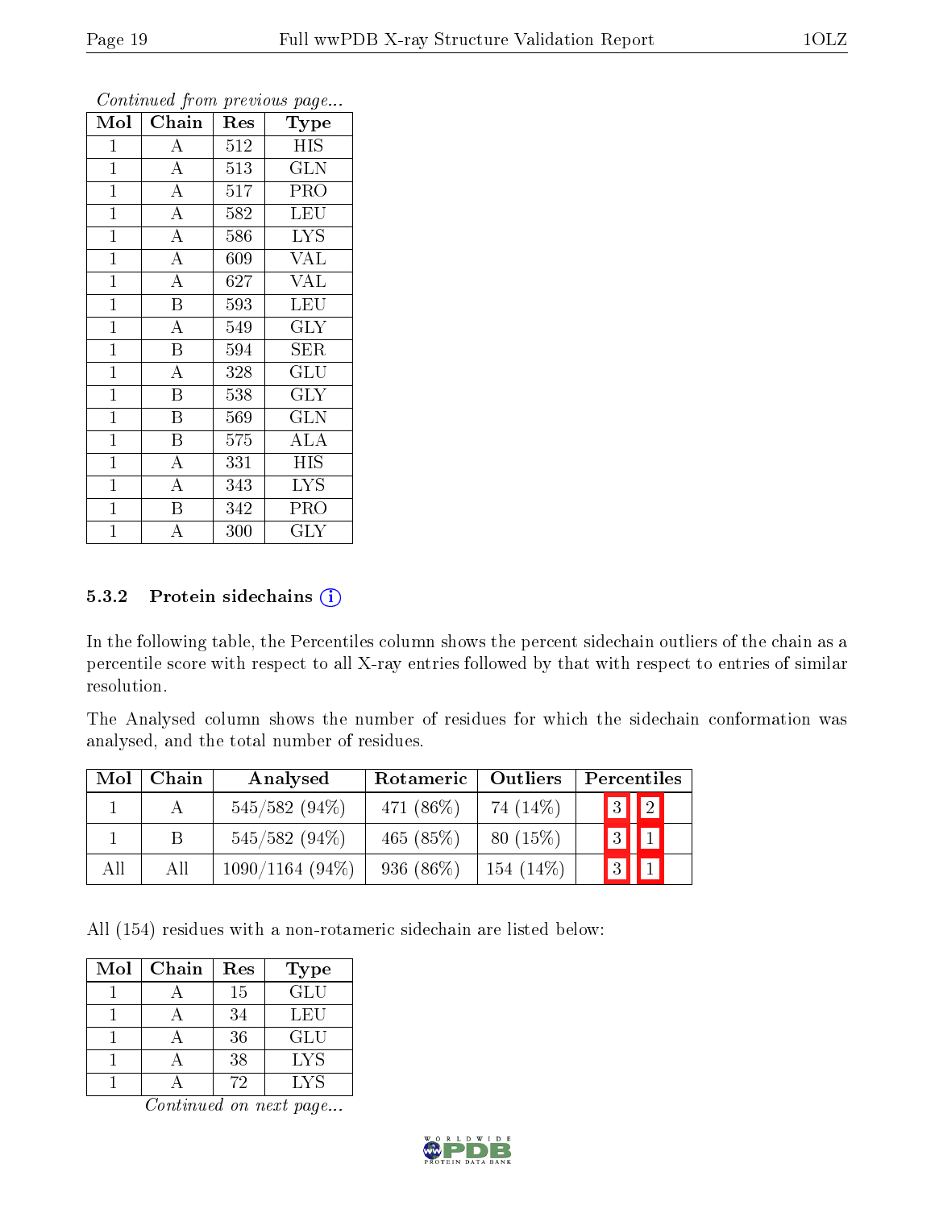*Continued from previous page...*

| Mol | Chain | Res | Type |
|---|---|---|---|
| 1 | A | 512 | HIS |
| 1 | A | 513 | GLN |
| 1 | A | 517 | PRO |
| 1 | A | 582 | LEU |
| 1 | A | 586 | LYS |
| 1 | A | 609 | VAL |
| 1 | A | 627 | VAL |
| 1 | B | 593 | LEU |
| 1 | A | 549 | GLY |
| 1 | B | 594 | SER |
| 1 | A | 328 | GLU |
| 1 | B | 538 | GLY |
| 1 | B | 569 | GLN |
| 1 | B | 575 | ALA |
| 1 | A | 331 | HIS |
| 1 | A | 343 | LYS |
| 1 | B | 342 | PRO |
| 1 | A | 300 | GLY |

### 5.3.2 Protein sidechains

In the following table, the Percentiles column shows the percent sidechain outliers of the chain as a percentile score with respect to all X-ray entries followed by that with respect to entries of similar resolution.

The Analysed column shows the number of residues for which the sidechain conformation was analysed, and the total number of residues.

| Mol | Chain | Analysed | Rotameric | Outliers | Percentiles | |
|---|---|---|---|---|---|---|
| 1 | A | 545/582 (94%) | 471 (86%) | 74 (14%) | 3 | 2 |
| 1 | B | 545/582 (94%) | 465 (85%) | 80 (15%) | 3 | 1 |
| All | All | 1090/1164 (94%) | 936 (86%) | 154 (14%) | 3 | 1 |

All (154) residues with a non-rotameric sidechain are listed below:

| Mol | Chain | Res | Type |
|---|---|---|---|
| 1 | A | 15 | GLU |
| 1 | A | 34 | LEU |
| 1 | A | 36 | GLU |
| 1 | A | 38 | LYS |
| 1 | A | 72 | LYS |

*Continued on next page...*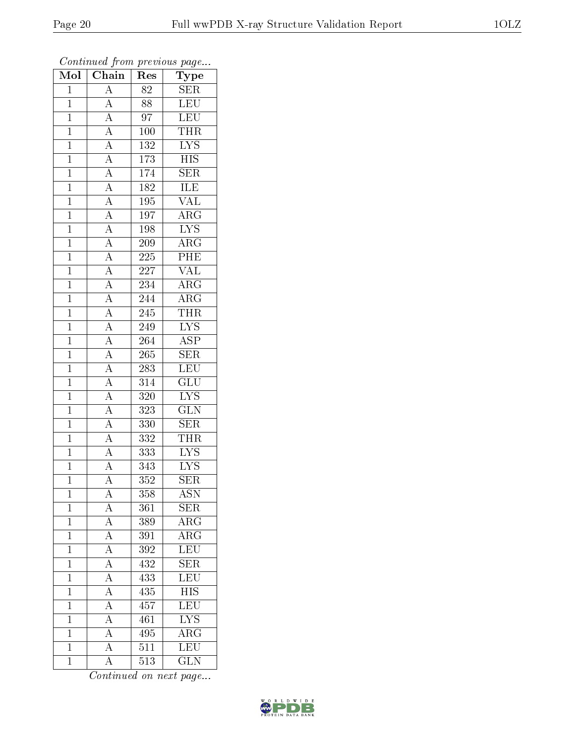*Continued from previous page...*

| Mol | Chain | Res | Type |
|---|---|---|---|
| 1 | A | 82 | SER |
| 1 | A | 88 | LEU |
| 1 | A | 97 | LEU |
| 1 | A | 100 | THR |
| 1 | A | 132 | LYS |
| 1 | A | 173 | HIS |
| 1 | A | 174 | SER |
| 1 | A | 182 | ILE |
| 1 | A | 195 | VAL |
| 1 | A | 197 | ARG |
| 1 | A | 198 | LYS |
| 1 | A | 209 | ARG |
| 1 | A | 225 | PHE |
| 1 | A | 227 | VAL |
| 1 | A | 234 | ARG |
| 1 | A | 244 | ARG |
| 1 | A | 245 | THR |
| 1 | A | 249 | LYS |
| 1 | A | 264 | ASP |
| 1 | A | 265 | SER |
| 1 | A | 283 | LEU |
| 1 | A | 314 | GLU |
| 1 | A | 320 | LYS |
| 1 | A | 323 | GLN |
| 1 | A | 330 | SER |
| 1 | A | 332 | THR |
| 1 | A | 333 | LYS |
| 1 | A | 343 | LYS |
| 1 | A | 352 | SER |
| 1 | A | 358 | ASN |
| 1 | A | 361 | SER |
| 1 | A | 389 | ARG |
| 1 | A | 391 | ARG |
| 1 | A | 392 | LEU |
| 1 | A | 432 | SER |
| 1 | A | 433 | LEU |
| 1 | A | 435 | HIS |
| 1 | A | 457 | LEU |
| 1 | A | 461 | LYS |
| 1 | A | 495 | ARG |
| 1 | A | 511 | LEU |
| 1 | A | 513 | GLN |

*Continued on next page...*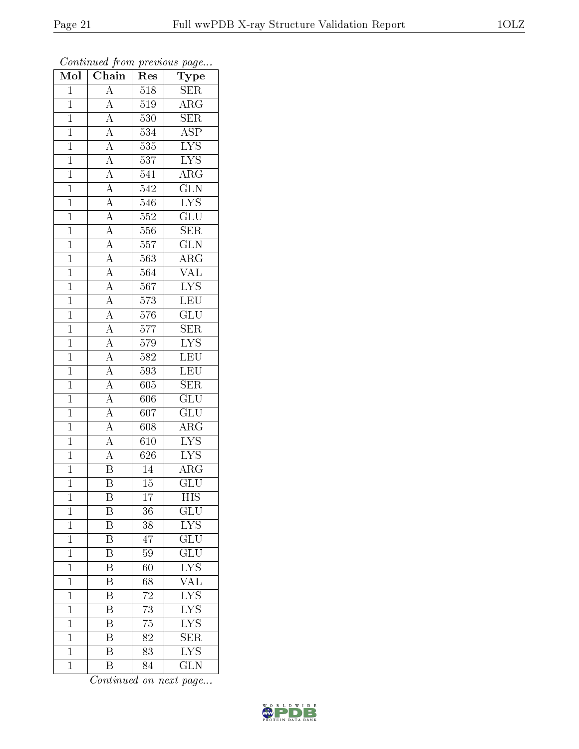*Continued from previous page...*

| Mol | Chain | Res | Type |
|---|---|---|---|
| 1 | A | 518 | SER |
| 1 | A | 519 | ARG |
| 1 | A | 530 | SER |
| 1 | A | 534 | ASP |
| 1 | A | 535 | LYS |
| 1 | A | 537 | LYS |
| 1 | A | 541 | ARG |
| 1 | A | 542 | GLN |
| 1 | A | 546 | LYS |
| 1 | A | 552 | GLU |
| 1 | A | 556 | SER |
| 1 | A | 557 | GLN |
| 1 | A | 563 | ARG |
| 1 | A | 564 | VAL |
| 1 | A | 567 | LYS |
| 1 | A | 573 | LEU |
| 1 | A | 576 | GLU |
| 1 | A | 577 | SER |
| 1 | A | 579 | LYS |
| 1 | A | 582 | LEU |
| 1 | A | 593 | LEU |
| 1 | A | 605 | SER |
| 1 | A | 606 | GLU |
| 1 | A | 607 | GLU |
| 1 | A | 608 | ARG |
| 1 | A | 610 | LYS |
| 1 | A | 626 | LYS |
| 1 | B | 14 | ARG |
| 1 | B | 15 | GLU |
| 1 | B | 17 | HIS |
| 1 | B | 36 | GLU |
| 1 | B | 38 | LYS |
| 1 | B | 47 | GLU |
| 1 | B | 59 | GLU |
| 1 | B | 60 | LYS |
| 1 | B | 68 | VAL |
| 1 | B | 72 | LYS |
| 1 | B | 73 | LYS |
| 1 | B | 75 | LYS |
| 1 | B | 82 | SER |
| 1 | B | 83 | LYS |
| 1 | B | 84 | GLN |

*Continued on next page...*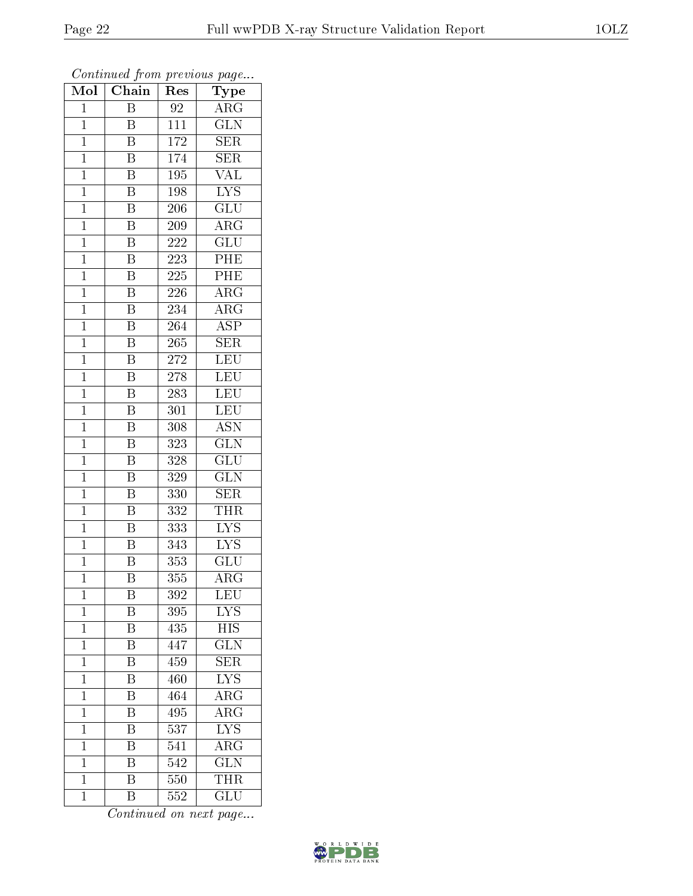*Continued from previous page...*

| Mol | Chain | Res | Type |
|---|---|---|---|
| 1 | B | 92 | ARG |
| 1 | B | 111 | GLN |
| 1 | B | 172 | SER |
| 1 | B | 174 | SER |
| 1 | B | 195 | VAL |
| 1 | B | 198 | LYS |
| 1 | B | 206 | GLU |
| 1 | B | 209 | ARG |
| 1 | B | 222 | GLU |
| 1 | B | 223 | PHE |
| 1 | B | 225 | PHE |
| 1 | B | 226 | ARG |
| 1 | B | 234 | ARG |
| 1 | B | 264 | ASP |
| 1 | B | 265 | SER |
| 1 | B | 272 | LEU |
| 1 | B | 278 | LEU |
| 1 | B | 283 | LEU |
| 1 | B | 301 | LEU |
| 1 | B | 308 | ASN |
| 1 | B | 323 | GLN |
| 1 | B | 328 | GLU |
| 1 | B | 329 | GLN |
| 1 | B | 330 | SER |
| 1 | B | 332 | THR |
| 1 | B | 333 | LYS |
| 1 | B | 343 | LYS |
| 1 | B | 353 | GLU |
| 1 | B | 355 | ARG |
| 1 | B | 392 | LEU |
| 1 | B | 395 | LYS |
| 1 | B | 435 | HIS |
| 1 | B | 447 | GLN |
| 1 | B | 459 | SER |
| 1 | B | 460 | LYS |
| 1 | B | 464 | ARG |
| 1 | B | 495 | ARG |
| 1 | B | 537 | LYS |
| 1 | B | 541 | ARG |
| 1 | B | 542 | GLN |
| 1 | B | 550 | THR |
| 1 | B | 552 | GLU |

*Continued on next page...*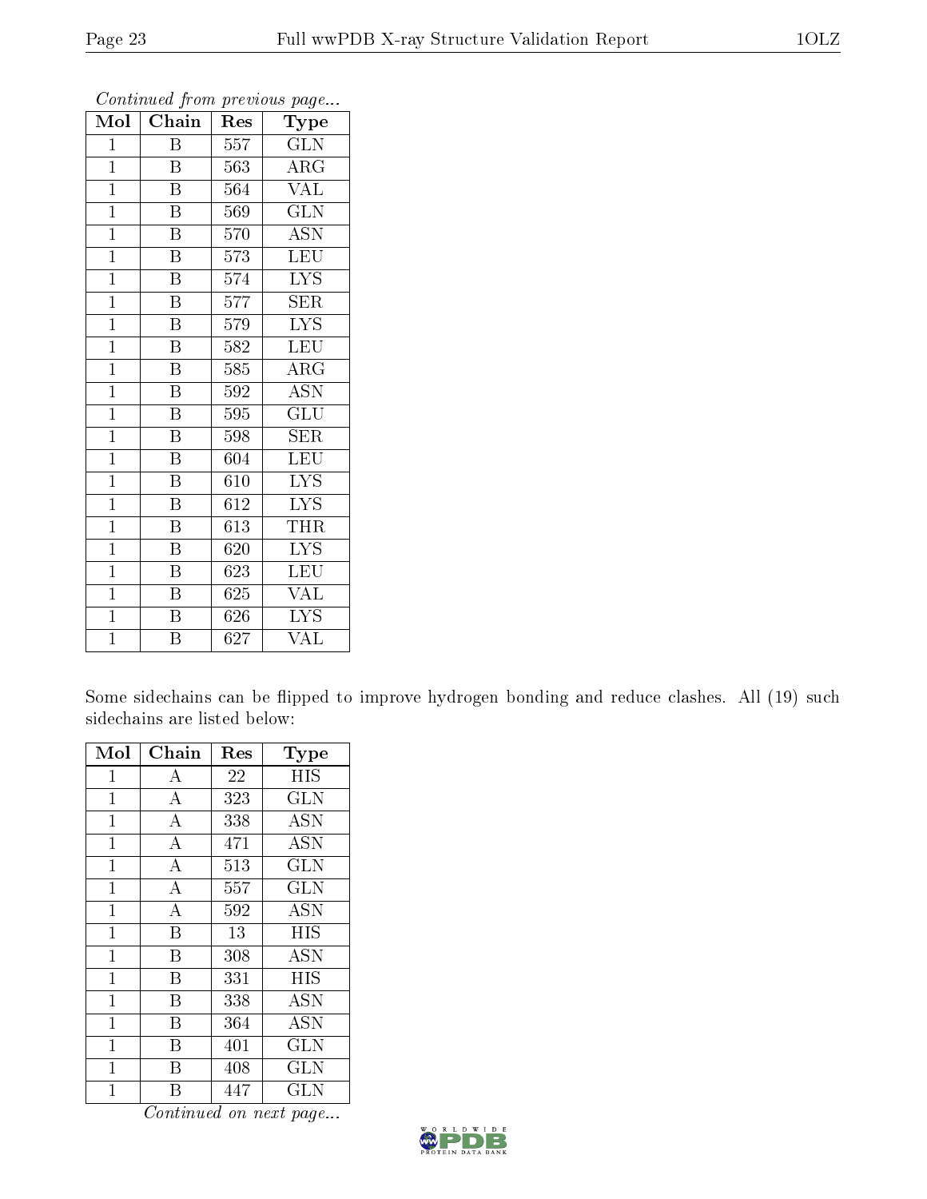*Continued from previous page...*

| Mol | Chain | Res | Type |
|---|---|---|---|
| 1 | B | 557 | GLN |
| 1 | B | 563 | ARG |
| 1 | B | 564 | VAL |
| 1 | B | 569 | GLN |
| 1 | B | 570 | ASN |
| 1 | B | 573 | LEU |
| 1 | B | 574 | LYS |
| 1 | B | 577 | SER |
| 1 | B | 579 | LYS |
| 1 | B | 582 | LEU |
| 1 | B | 585 | ARG |
| 1 | B | 592 | ASN |
| 1 | B | 595 | GLU |
| 1 | B | 598 | SER |
| 1 | B | 604 | LEU |
| 1 | B | 610 | LYS |
| 1 | B | 612 | LYS |
| 1 | B | 613 | THR |
| 1 | B | 620 | LYS |
| 1 | B | 623 | LEU |
| 1 | B | 625 | VAL |
| 1 | B | 626 | LYS |
| 1 | B | 627 | VAL |

Some sidechains can be flipped to improve hydrogen bonding and reduce clashes. All (19) such sidechains are listed below:

| Mol | Chain | Res | Type |
|---|---|---|---|
| 1 | A | 22 | HIS |
| 1 | A | 323 | GLN |
| 1 | A | 338 | ASN |
| 1 | A | 471 | ASN |
| 1 | A | 513 | GLN |
| 1 | A | 557 | GLN |
| 1 | A | 592 | ASN |
| 1 | B | 13 | HIS |
| 1 | B | 308 | ASN |
| 1 | B | 331 | HIS |
| 1 | B | 338 | ASN |
| 1 | B | 364 | ASN |
| 1 | B | 401 | GLN |
| 1 | B | 408 | GLN |
| 1 | B | 447 | GLN |

*Continued on next page...*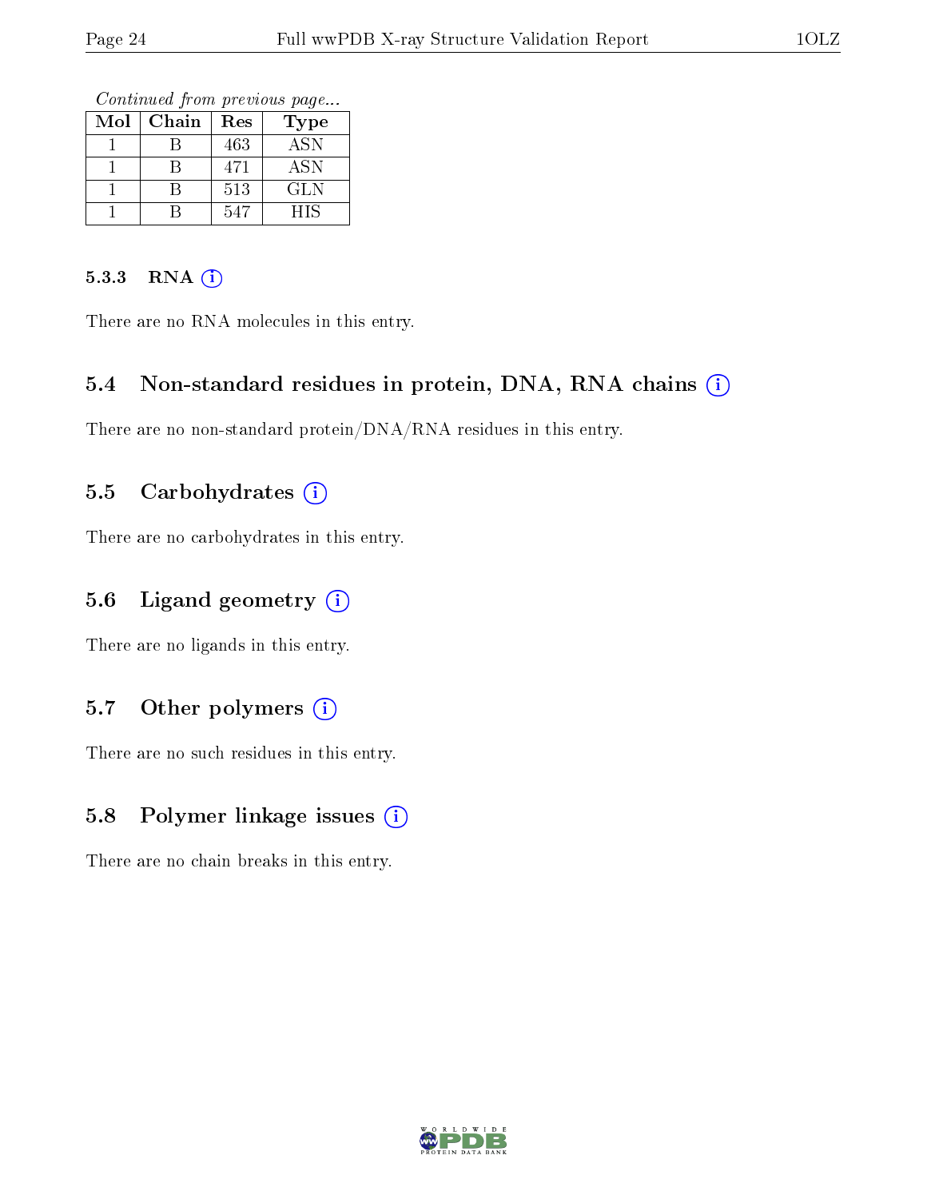*Continued from previous page...*

| Mol | Chain | Res | Type |
|---|---|---|---|
| 1 | B | 463 | ASN |
| 1 | B | 471 | ASN |
| 1 | B | 513 | GLN |
| 1 | B | 547 | HIS |

#### 5.3.3 RNA (i)

There are no RNA molecules in this entry.

### 5.4 Non-standard residues in protein, DNA, RNA chains (i)

There are no non-standard protein/DNA/RNA residues in this entry.

### 5.5 Carbohydrates (i)

There are no carbohydrates in this entry.

### 5.6 Ligand geometry (i)

There are no ligands in this entry.

### 5.7 Other polymers (i)

There are no such residues in this entry.

### 5.8 Polymer linkage issues (i)

There are no chain breaks in this entry.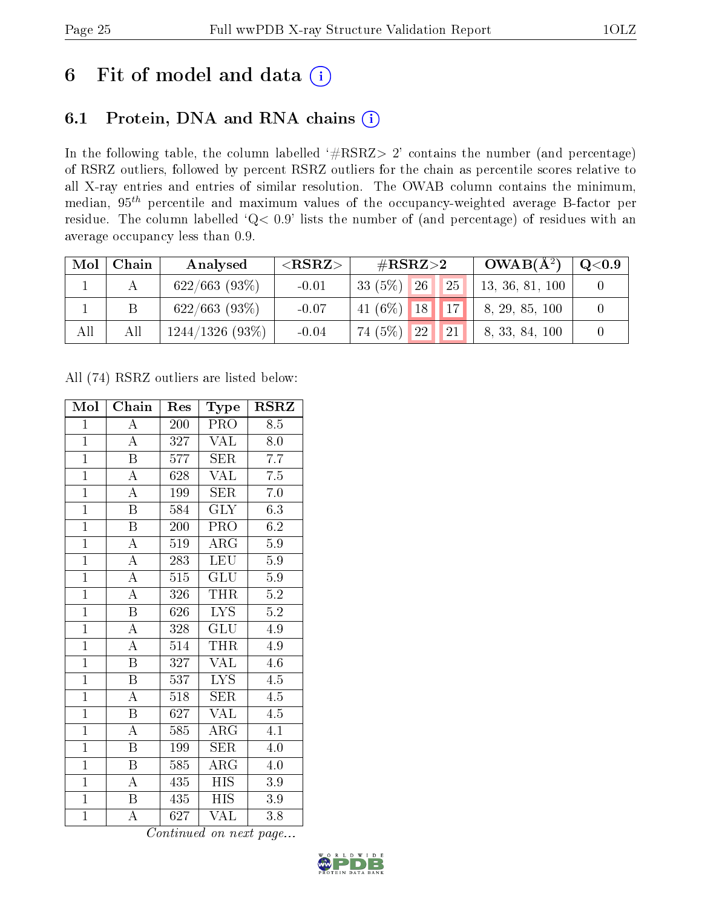# 6 Fit of model and data (i)

## 6.1 Protein, DNA and RNA chains (i)

In the following table, the column labelled '#RSRZ> 2' contains the number (and percentage) of RSRZ outliers, followed by percent RSRZ outliers for the chain as percentile scores relative to all X-ray entries and entries of similar resolution. The OWAB column contains the minimum, median, $95^{th}$ percentile and maximum values of the occupancy-weighted average B-factor per residue. The column labelled 'Q< 0.9' lists the number of (and percentage) of residues with an average occupancy less than 0.9.

| Mol | Chain | Analysed | <RSRZ> | #RSRZ>2 | | | OWAB(Å$^2$) | Q<0.9 |
|---|---|---|---|---|---|---|---|---|
| 1 | A | 622/663 (93%) | -0.01 | 33 (5%) | 26 | 25 | 13, 36, 81, 100 | 0 |
| 1 | B | 622/663 (93%) | -0.07 | 41 (6%) | 18 | 17 | 8, 29, 85, 100 | 0 |
| All | All | 1244/1326 (93%) | -0.04 | 74 (5%) | 22 | 21 | 8, 33, 84, 100 | 0 |

All (74) RSRZ outliers are listed below:

| Mol | Chain | Res | Type | RSRZ |
|---|---|---|---|---|
| 1 | A | 200 | PRO | 8.5 |
| 1 | A | 327 | VAL | 8.0 |
| 1 | B | 577 | SER | 7.7 |
| 1 | A | 628 | VAL | 7.5 |
| 1 | A | 199 | SER | 7.0 |
| 1 | B | 584 | GLY | 6.3 |
| 1 | B | 200 | PRO | 6.2 |
| 1 | A | 519 | ARG | 5.9 |
| 1 | A | 283 | LEU | 5.9 |
| 1 | A | 515 | GLU | 5.9 |
| 1 | A | 326 | THR | 5.2 |
| 1 | B | 626 | LYS | 5.2 |
| 1 | A | 328 | GLU | 4.9 |
| 1 | A | 514 | THR | 4.9 |
| 1 | B | 327 | VAL | 4.6 |
| 1 | B | 537 | LYS | 4.5 |
| 1 | A | 518 | SER | 4.5 |
| 1 | B | 627 | VAL | 4.5 |
| 1 | A | 585 | ARG | 4.1 |
| 1 | B | 199 | SER | 4.0 |
| 1 | B | 585 | ARG | 4.0 |
| 1 | A | 435 | HIS | 3.9 |
| 1 | B | 435 | HIS | 3.9 |
| 1 | A | 627 | VAL | 3.8 |

*Continued on next page...*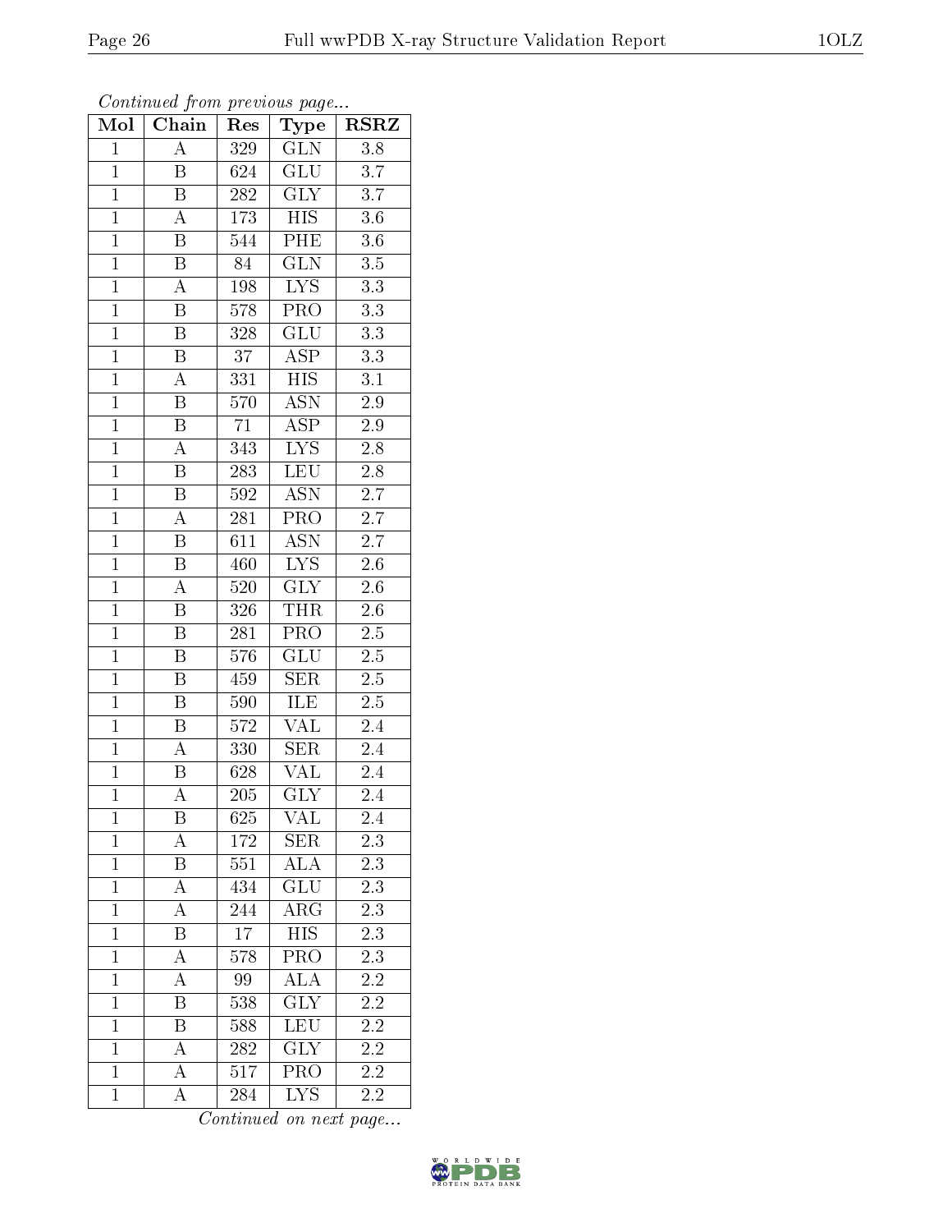*Continued from previous page...*

| Mol | Chain | Res | Type | RSRZ |
|---|---|---|---|---|
| 1 | A | 329 | GLN | 3.8 |
| 1 | B | 624 | GLU | 3.7 |
| 1 | B | 282 | GLY | 3.7 |
| 1 | A | 173 | HIS | 3.6 |
| 1 | B | 544 | PHE | 3.6 |
| 1 | B | 84 | GLN | 3.5 |
| 1 | A | 198 | LYS | 3.3 |
| 1 | B | 578 | PRO | 3.3 |
| 1 | B | 328 | GLU | 3.3 |
| 1 | B | 37 | ASP | 3.3 |
| 1 | A | 331 | HIS | 3.1 |
| 1 | B | 570 | ASN | 2.9 |
| 1 | B | 71 | ASP | 2.9 |
| 1 | A | 343 | LYS | 2.8 |
| 1 | B | 283 | LEU | 2.8 |
| 1 | B | 592 | ASN | 2.7 |
| 1 | A | 281 | PRO | 2.7 |
| 1 | B | 611 | ASN | 2.7 |
| 1 | B | 460 | LYS | 2.6 |
| 1 | A | 520 | GLY | 2.6 |
| 1 | B | 326 | THR | 2.6 |
| 1 | B | 281 | PRO | 2.5 |
| 1 | B | 576 | GLU | 2.5 |
| 1 | B | 459 | SER | 2.5 |
| 1 | B | 590 | ILE | 2.5 |
| 1 | B | 572 | VAL | 2.4 |
| 1 | A | 330 | SER | 2.4 |
| 1 | B | 628 | VAL | 2.4 |
| 1 | A | 205 | GLY | 2.4 |
| 1 | B | 625 | VAL | 2.4 |
| 1 | A | 172 | SER | 2.3 |
| 1 | B | 551 | ALA | 2.3 |
| 1 | A | 434 | GLU | 2.3 |
| 1 | A | 244 | ARG | 2.3 |
| 1 | B | 17 | HIS | 2.3 |
| 1 | A | 578 | PRO | 2.3 |
| 1 | A | 99 | ALA | 2.2 |
| 1 | B | 538 | GLY | 2.2 |
| 1 | B | 588 | LEU | 2.2 |
| 1 | A | 282 | GLY | 2.2 |
| 1 | A | 517 | PRO | 2.2 |
| 1 | A | 284 | LYS | 2.2 |

*Continued on next page...*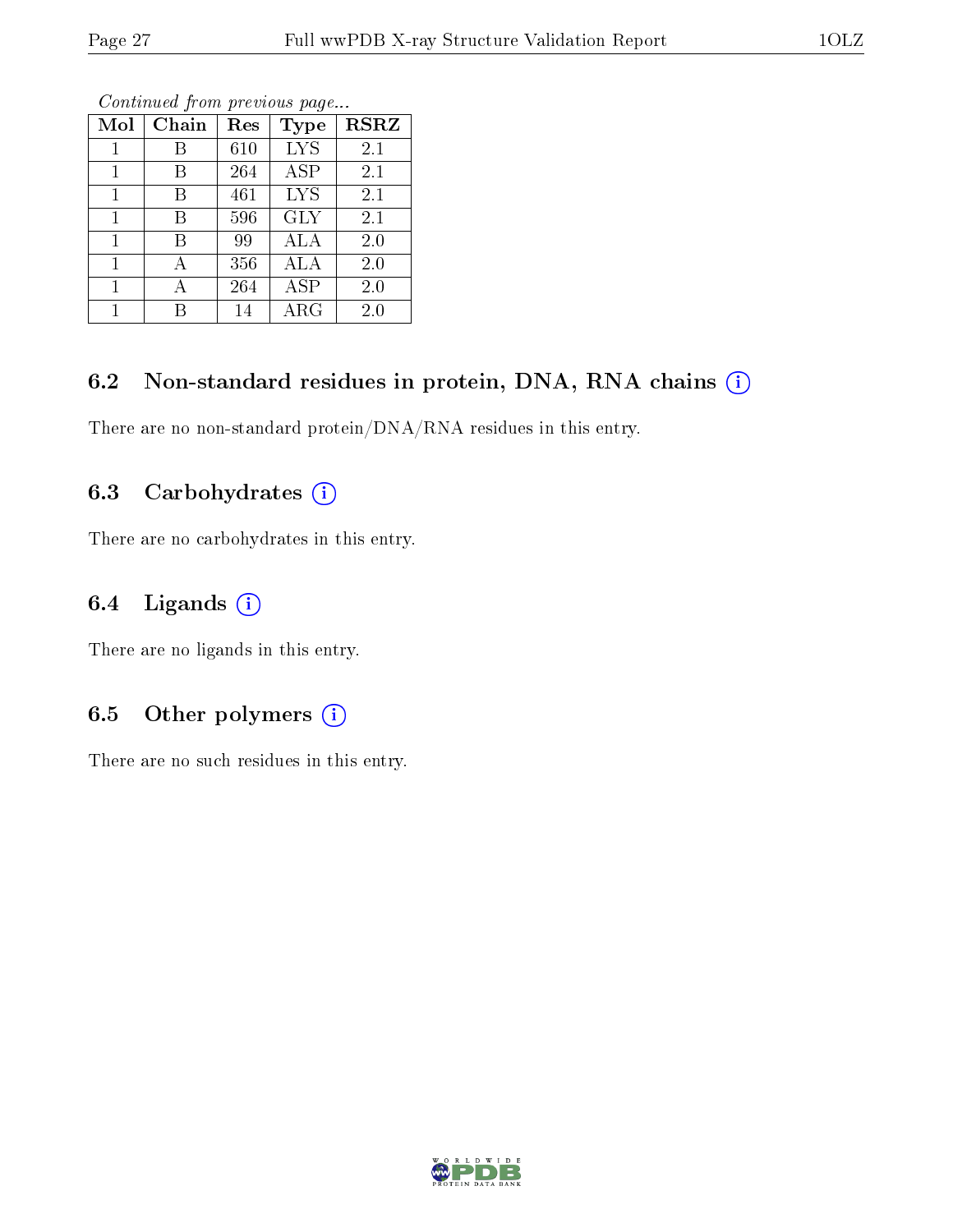*Continued from previous page...*

| Mol | Chain | Res | Type | RSRZ |
|---|---|---|---|---|
| 1 | B | 610 | LYS | 2.1 |
| 1 | B | 264 | ASP | 2.1 |
| 1 | B | 461 | LYS | 2.1 |
| 1 | B | 596 | GLY | 2.1 |
| 1 | B | 99 | ALA | 2.0 |
| 1 | A | 356 | ALA | 2.0 |
| 1 | A | 264 | ASP | 2.0 |
| 1 | B | 14 | ARG | 2.0 |

### 6.2 Non-standard residues in protein, DNA, RNA chains (i)

There are no non-standard protein/DNA/RNA residues in this entry.

### 6.3 Carbohydrates (i)

There are no carbohydrates in this entry.

### 6.4 Ligands (i)

There are no ligands in this entry.

### 6.5 Other polymers (i)

There are no such residues in this entry.